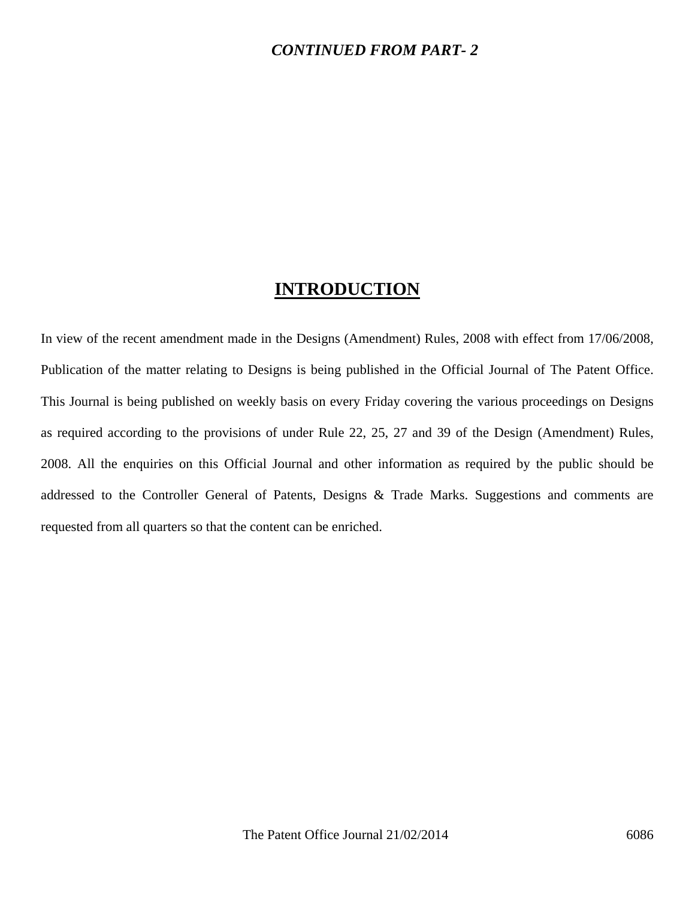***CONTINUED FROM PART- 2***

# INTRODUCTION

In view of the recent amendment made in the Designs (Amendment) Rules, 2008 with effect from 17/06/2008, Publication of the matter relating to Designs is being published in the Official Journal of The Patent Office. This Journal is being published on weekly basis on every Friday covering the various proceedings on Designs as required according to the provisions of under Rule 22, 25, 27 and 39 of the Design (Amendment) Rules, 2008. All the enquiries on this Official Journal and other information as required by the public should be addressed to the Controller General of Patents, Designs & Trade Marks. Suggestions and comments are requested from all quarters so that the content can be enriched.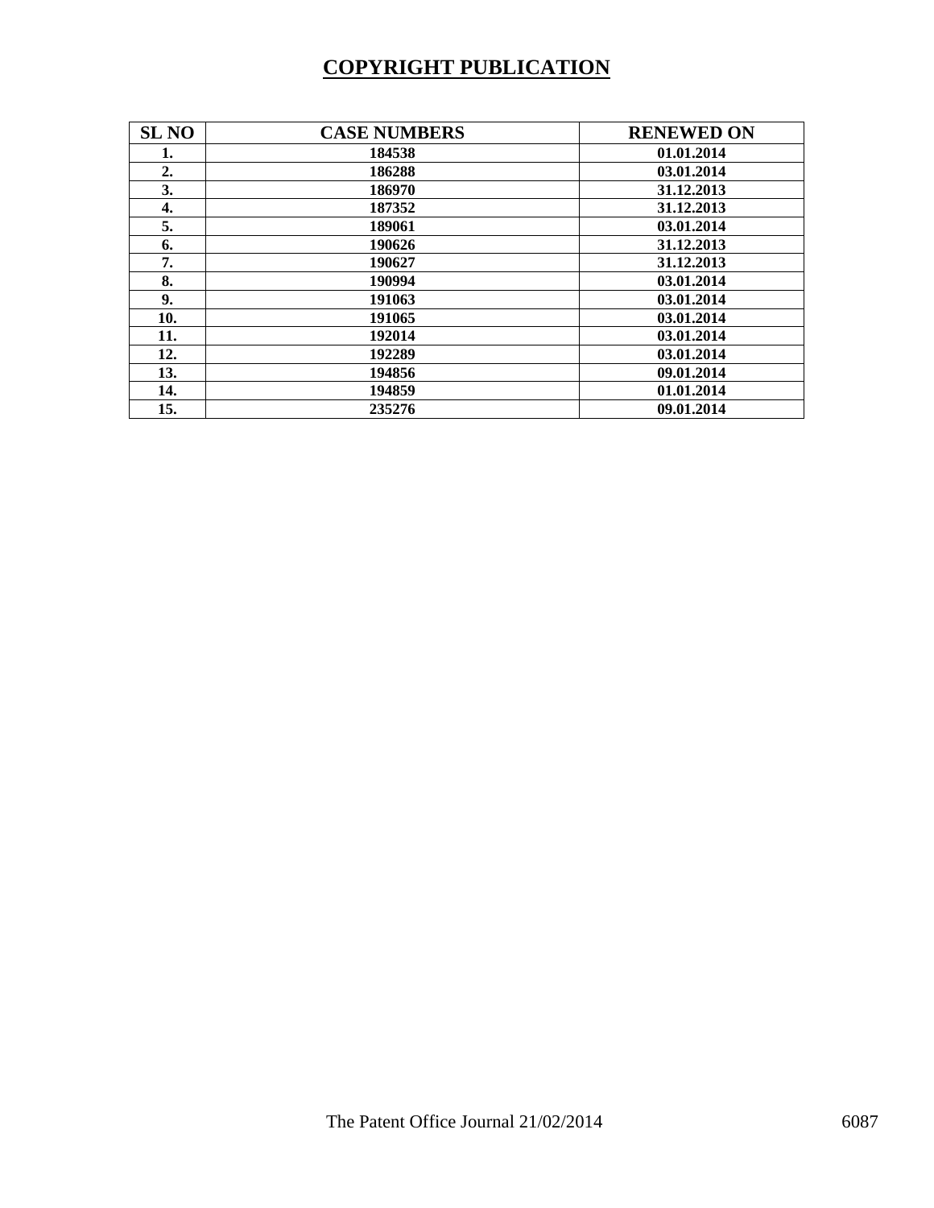# COPYRIGHT PUBLICATION

| SL NO | CASE NUMBERS | RENEWED ON |
| --- | --- | --- |
| 1. | 184538 | 01.01.2014 |
| 2. | 186288 | 03.01.2014 |
| 3. | 186970 | 31.12.2013 |
| 4. | 187352 | 31.12.2013 |
| 5. | 189061 | 03.01.2014 |
| 6. | 190626 | 31.12.2013 |
| 7. | 190627 | 31.12.2013 |
| 8. | 190994 | 03.01.2014 |
| 9. | 191063 | 03.01.2014 |
| 10. | 191065 | 03.01.2014 |
| 11. | 192014 | 03.01.2014 |
| 12. | 192289 | 03.01.2014 |
| 13. | 194856 | 09.01.2014 |
| 14. | 194859 | 01.01.2014 |
| 15. | 235276 | 09.01.2014 |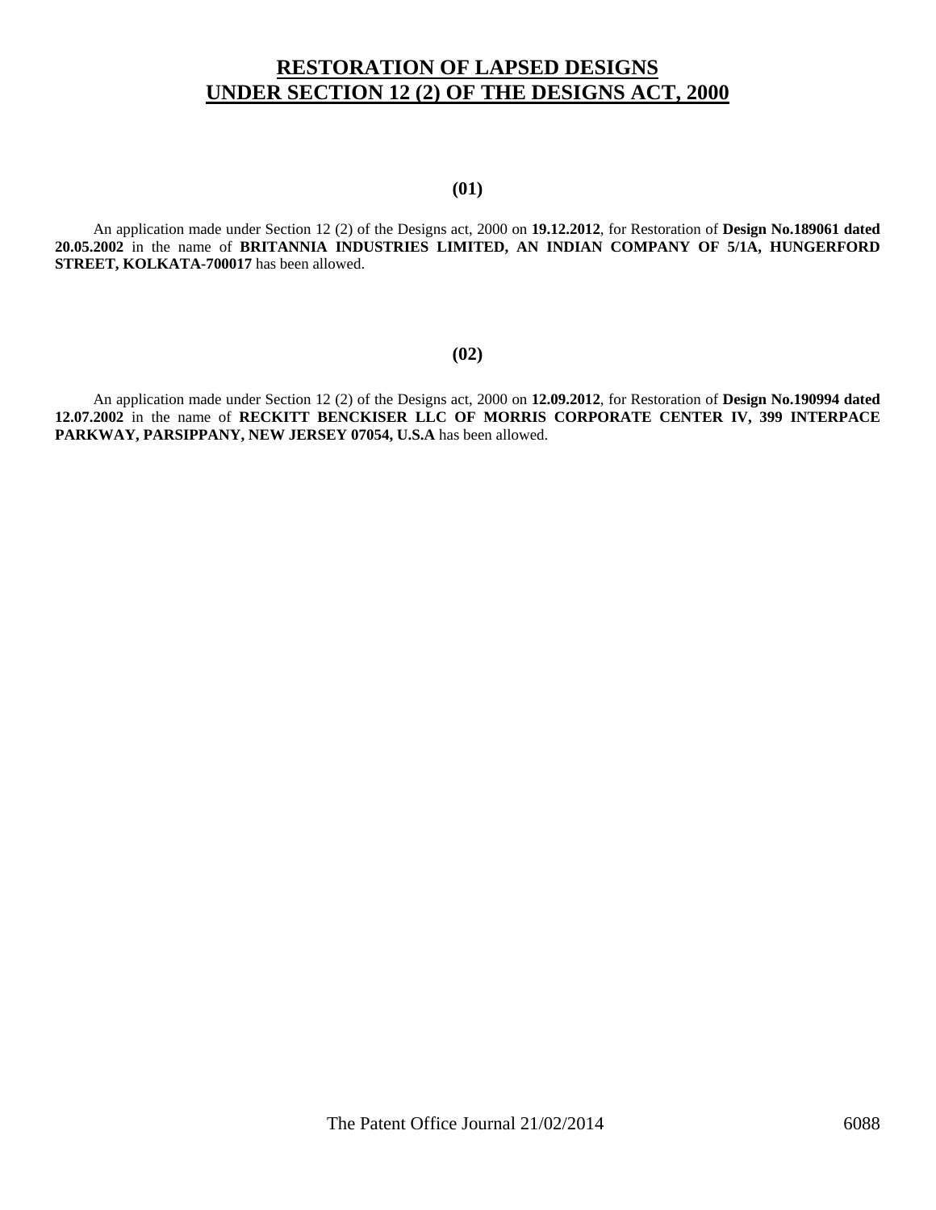# RESTORATION OF LAPSED DESIGNS UNDER SECTION 12 (2) OF THE DESIGNS ACT, 2000

**(01)**

An application made under Section 12 (2) of the Designs act, 2000 on **19.12.2012**, for Restoration of **Design No.189061 dated 20.05.2002** in the name of **BRITANNIA INDUSTRIES LIMITED, AN INDIAN COMPANY OF 5/1A, HUNGERFORD STREET, KOLKATA-700017** has been allowed.

**(02)**

An application made under Section 12 (2) of the Designs act, 2000 on **12.09.2012**, for Restoration of **Design No.190994 dated 12.07.2002** in the name of **RECKITT BENCKISER LLC OF MORRIS CORPORATE CENTER IV, 399 INTERPACE PARKWAY, PARSIPPANY, NEW JERSEY 07054, U.S.A** has been allowed.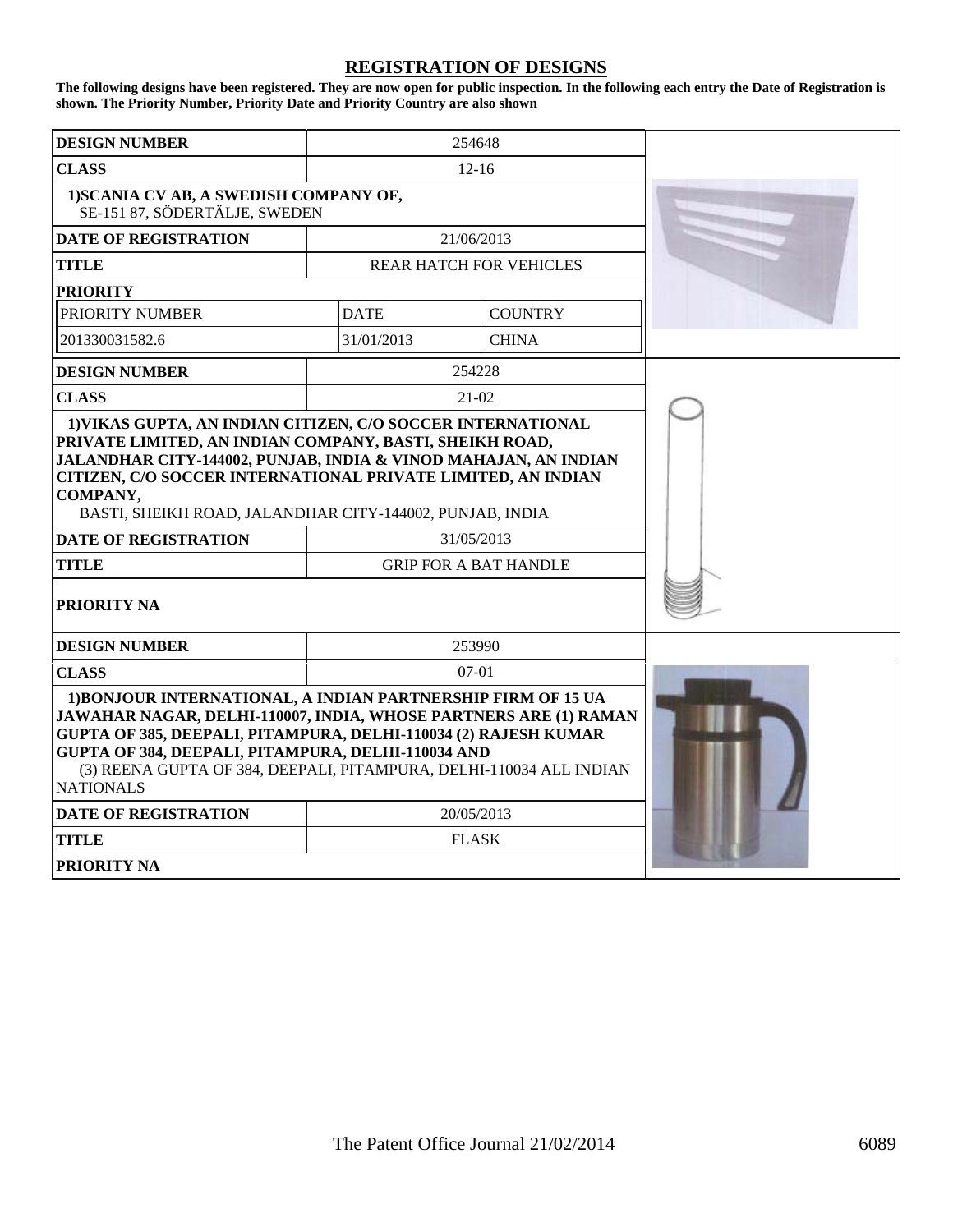# REGISTRATION OF DESIGNS

**The following designs have been registered. They are now open for public inspection. In the following each entry the Date of Registration is shown. The Priority Number, Priority Date and Priority Country are also shown**

| | | |
|---|---|---|
| **DESIGN NUMBER** | 254648 | |
| **CLASS** | 12-16 | |
| **1)SCANIA CV AB, A SWEDISH COMPANY OF,** SE-151 87, SÖDERTÄLJE, SWEDEN | | |
| **DATE OF REGISTRATION** | 21/06/2013 | |
| **TITLE** | REAR HATCH FOR VEHICLES | |
| **PRIORITY** | | |
| PRIORITY NUMBER | DATE | COUNTRY |
| 201330031582.6 | 31/01/2013 | CHINA |

| | |
|---|---|
| **DESIGN NUMBER** | 254228 |
| **CLASS** | 21-02 |
| **1)VIKAS GUPTA, AN INDIAN CITIZEN, C/O SOCCER INTERNATIONAL PRIVATE LIMITED, AN INDIAN COMPANY, BASTI, SHEIKH ROAD, JALANDHAR CITY-144002, PUNJAB, INDIA & VINOD MAHAJAN, AN INDIAN CITIZEN, C/O SOCCER INTERNATIONAL PRIVATE LIMITED, AN INDIAN COMPANY,** BASTI, SHEIKH ROAD, JALANDHAR CITY-144002, PUNJAB, INDIA | |
| **DATE OF REGISTRATION** | 31/05/2013 |
| **TITLE** | GRIP FOR A BAT HANDLE |
| **PRIORITY NA** | |

| | |
|---|---|
| **DESIGN NUMBER** | 253990 |
| **CLASS** | 07-01 |
| **1)BONJOUR INTERNATIONAL, A INDIAN PARTNERSHIP FIRM OF 15 UA JAWAHAR NAGAR, DELHI-110007, INDIA, WHOSE PARTNERS ARE (1) RAMAN GUPTA OF 385, DEEPALI, PITAMPURA, DELHI-110034 (2) RAJESH KUMAR GUPTA OF 384, DEEPALI, PITAMPURA, DELHI-110034 AND** (3) REENA GUPTA OF 384, DEEPALI, PITAMPURA, DELHI-110034 ALL INDIAN NATIONALS | |
| **DATE OF REGISTRATION** | 20/05/2013 |
| **TITLE** | FLASK |
| **PRIORITY NA** | |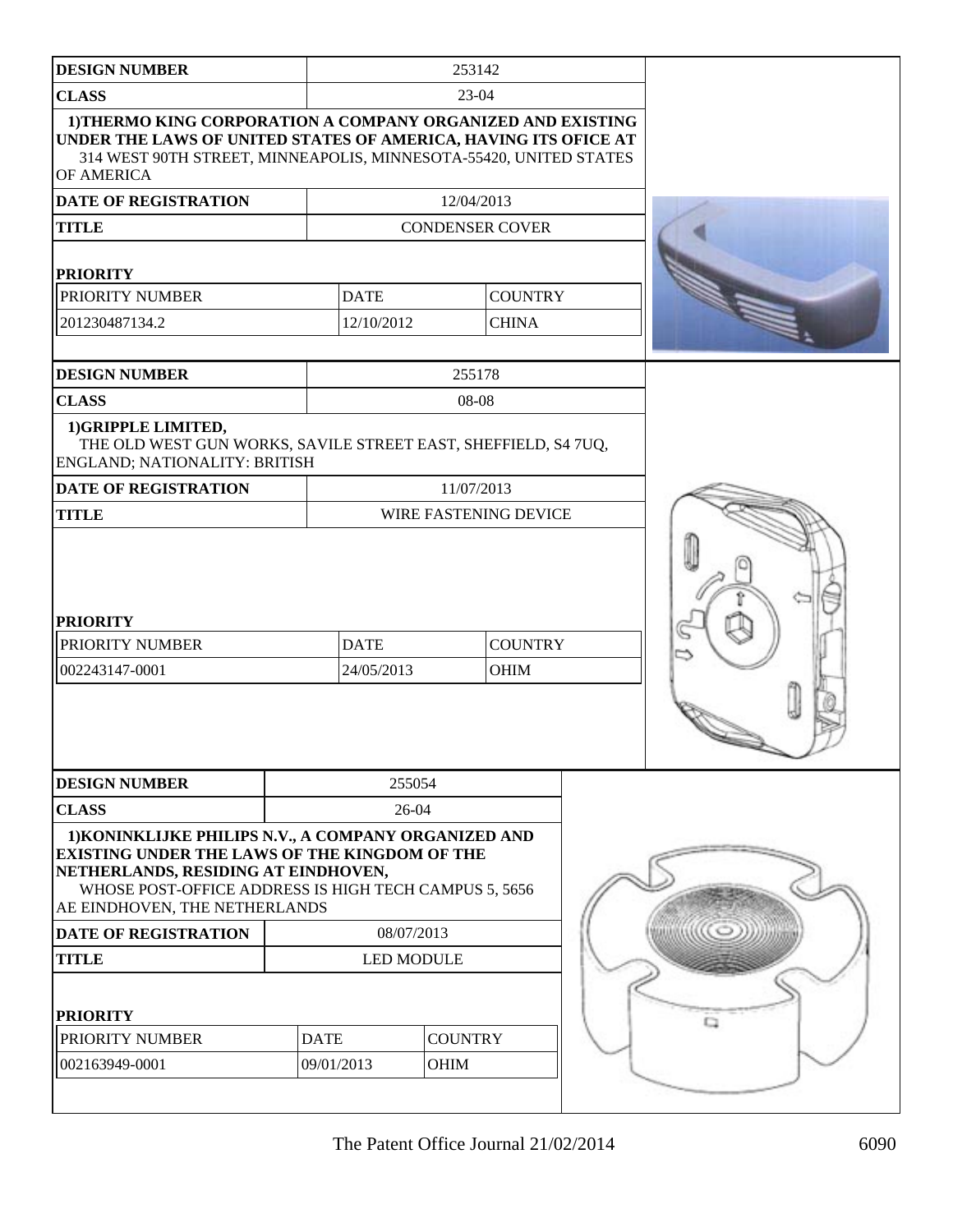| DESIGN NUMBER | 253142 | |
|---|---|---|
| CLASS | 23-04 | |
| 1)THERMO KING CORPORATION A COMPANY ORGANIZED AND EXISTING UNDER THE LAWS OF UNITED STATES OF AMERICA, HAVING ITS OFICE AT 314 WEST 90TH STREET, MINNEAPOLIS, MINNESOTA-55420, UNITED STATES OF AMERICA | | |
| DATE OF REGISTRATION | 12/04/2013 | |
| TITLE | CONDENSER COVER | |
| **PRIORITY** | | |
| PRIORITY NUMBER | DATE | COUNTRY |
| 201230487134.2 | 12/10/2012 | CHINA |

| DESIGN NUMBER | 255178 | |
|---|---|---|
| CLASS | 08-08 | |
| 1)GRIPPLE LIMITED, THE OLD WEST GUN WORKS, SAVILE STREET EAST, SHEFFIELD, S4 7UQ, ENGLAND; NATIONALITY: BRITISH | | |
| DATE OF REGISTRATION | 11/07/2013 | |
| TITLE | WIRE FASTENING DEVICE | |
| **PRIORITY** | | |
| PRIORITY NUMBER | DATE | COUNTRY |
| 002243147-0001 | 24/05/2013 | OHIM |

| DESIGN NUMBER | 255054 | |
|---|---|---|
| CLASS | 26-04 | |
| 1)KONINKLIJKE PHILIPS N.V., A COMPANY ORGANIZED AND EXISTING UNDER THE LAWS OF THE KINGDOM OF THE NETHERLANDS, RESIDING AT EINDHOVEN, WHOSE POST-OFFICE ADDRESS IS HIGH TECH CAMPUS 5, 5656 AE EINDHOVEN, THE NETHERLANDS | | |
| DATE OF REGISTRATION | 08/07/2013 | |
| TITLE | LED MODULE | |
| **PRIORITY** | | |
| PRIORITY NUMBER | DATE | COUNTRY |
| 002163949-0001 | 09/01/2013 | OHIM |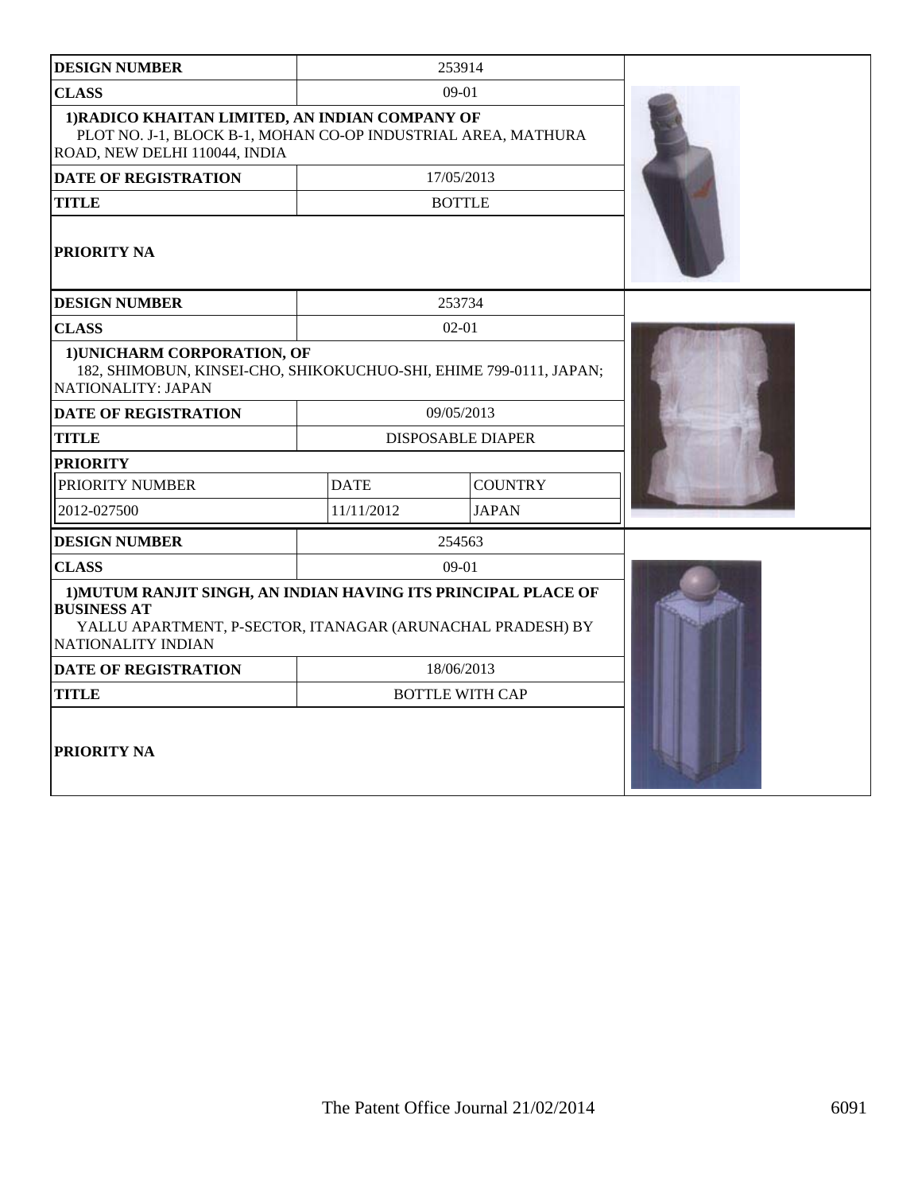| DESIGN NUMBER | 253914 |
|---|---|
| CLASS | 09-01 |
| 1)RADICO KHAITAN LIMITED, AN INDIAN COMPANY OF PLOT NO. J-1, BLOCK B-1, MOHAN CO-OP INDUSTRIAL AREA, MATHURA ROAD, NEW DELHI 110044, INDIA | |
| DATE OF REGISTRATION | 17/05/2013 |
| TITLE | BOTTLE |
| PRIORITY NA | |

| DESIGN NUMBER | 253734 | |
|---|---|---|
| CLASS | 02-01 | |
| 1)UNICHARM CORPORATION, OF 182, SHIMOBUN, KINSEI-CHO, SHIKOKUCHUO-SHI, EHIME 799-0111, JAPAN; NATIONALITY: JAPAN | | |
| DATE OF REGISTRATION | 09/05/2013 | |
| TITLE | DISPOSABLE DIAPER | |
| PRIORITY | | |
| PRIORITY NUMBER | DATE | COUNTRY |
| 2012-027500 | 11/11/2012 | JAPAN |

| DESIGN NUMBER | 254563 |
|---|---|
| CLASS | 09-01 |
| 1)MUTUM RANJIT SINGH, AN INDIAN HAVING ITS PRINCIPAL PLACE OF BUSINESS AT YALLU APARTMENT, P-SECTOR, ITANAGAR (ARUNACHAL PRADESH) BY NATIONALITY INDIAN | |
| DATE OF REGISTRATION | 18/06/2013 |
| TITLE | BOTTLE WITH CAP |
| PRIORITY NA | |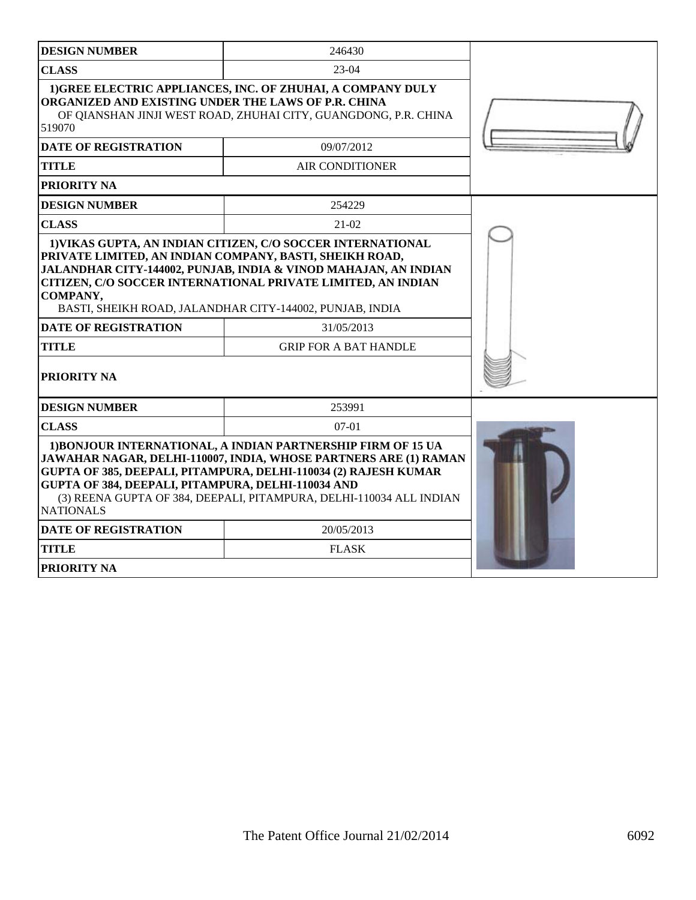| DESIGN NUMBER | 246430 |
| --- | --- |
| CLASS | 23-04 |
| 1)GREE ELECTRIC APPLIANCES, INC. OF ZHUHAI, A COMPANY DULY ORGANIZED AND EXISTING UNDER THE LAWS OF P.R. CHINA OF QIANSHAN JINJI WEST ROAD, ZHUHAI CITY, GUANGDONG, P.R. CHINA 519070 | |
| DATE OF REGISTRATION | 09/07/2012 |
| TITLE | AIR CONDITIONER |
| PRIORITY NA | |

| DESIGN NUMBER | 254229 |
| --- | --- |
| CLASS | 21-02 |
| 1)VIKAS GUPTA, AN INDIAN CITIZEN, C/O SOCCER INTERNATIONAL PRIVATE LIMITED, AN INDIAN COMPANY, BASTI, SHEIKH ROAD, JALANDHAR CITY-144002, PUNJAB, INDIA & VINOD MAHAJAN, AN INDIAN CITIZEN, C/O SOCCER INTERNATIONAL PRIVATE LIMITED, AN INDIAN COMPANY, BASTI, SHEIKH ROAD, JALANDHAR CITY-144002, PUNJAB, INDIA | |
| DATE OF REGISTRATION | 31/05/2013 |
| TITLE | GRIP FOR A BAT HANDLE |
| PRIORITY NA | |

| DESIGN NUMBER | 253991 |
| --- | --- |
| CLASS | 07-01 |
| 1)BONJOUR INTERNATIONAL, A INDIAN PARTNERSHIP FIRM OF 15 UA JAWAHAR NAGAR, DELHI-110007, INDIA, WHOSE PARTNERS ARE (1) RAMAN GUPTA OF 385, DEEPALI, PITAMPURA, DELHI-110034 (2) RAJESH KUMAR GUPTA OF 384, DEEPALI, PITAMPURA, DELHI-110034 AND (3) REENA GUPTA OF 384, DEEPALI, PITAMPURA, DELHI-110034 ALL INDIAN NATIONALS | |
| DATE OF REGISTRATION | 20/05/2013 |
| TITLE | FLASK |
| PRIORITY NA | |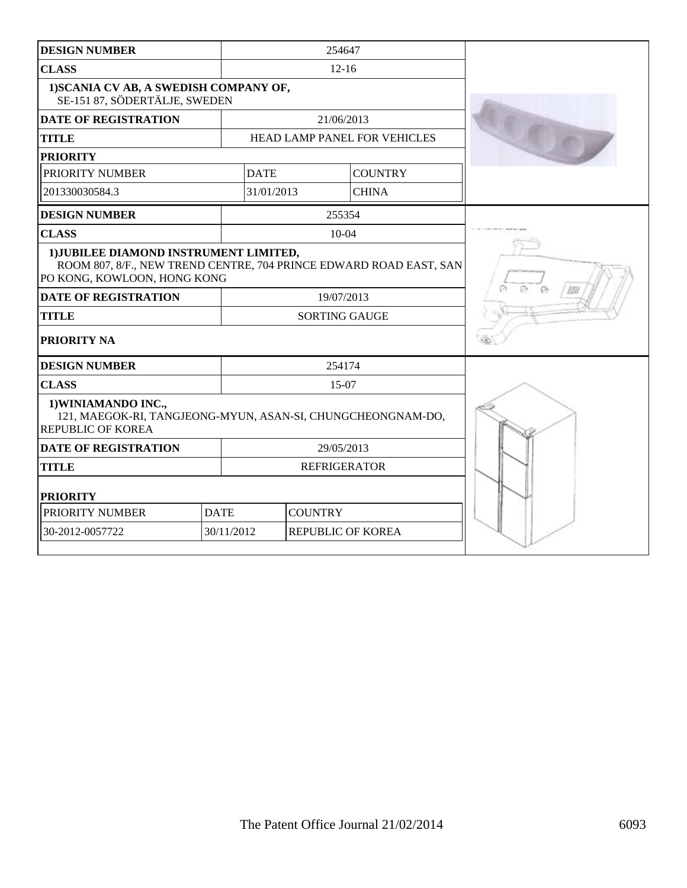| DESIGN NUMBER | 254647 | |
|---|---|---|
| CLASS | 12-16 | |
| 1)SCANIA CV AB, A SWEDISH COMPANY OF, SE-151 87, SÖDERTÄLJE, SWEDEN | | |
| DATE OF REGISTRATION | 21/06/2013 | |
| TITLE | HEAD LAMP PANEL FOR VEHICLES | |
| PRIORITY | | |
| PRIORITY NUMBER | DATE | COUNTRY |
| 201330030584.3 | 31/01/2013 | CHINA |

| DESIGN NUMBER | 255354 |
|---|---|
| CLASS | 10-04 |
| 1)JUBILEE DIAMOND INSTRUMENT LIMITED, ROOM 807, 8/F., NEW TREND CENTRE, 704 PRINCE EDWARD ROAD EAST, SAN PO KONG, KOWLOON, HONG KONG | |
| DATE OF REGISTRATION | 19/07/2013 |
| TITLE | SORTING GAUGE |
| PRIORITY NA | |

| DESIGN NUMBER | 254174 | |
|---|---|---|
| CLASS | 15-07 | |
| 1)WINIAMANDO INC., 121, MAEGOK-RI, TANGJEONG-MYUN, ASAN-SI, CHUNGCHEONGNAM-DO, REPUBLIC OF KOREA | | |
| DATE OF REGISTRATION | 29/05/2013 | |
| TITLE | REFRIGERATOR | |
| PRIORITY | | |
| PRIORITY NUMBER | DATE | COUNTRY |
| 30-2012-0057722 | 30/11/2012 | REPUBLIC OF KOREA |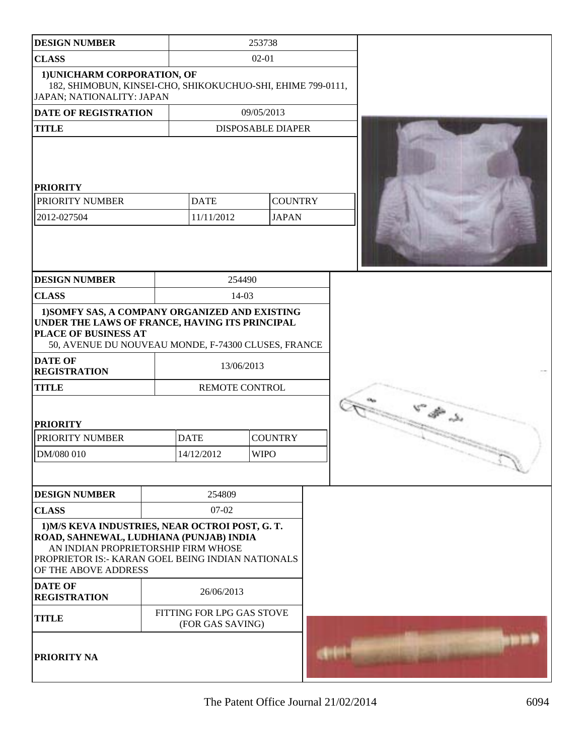| DESIGN NUMBER | 253738 | |
|---|---|---|
| CLASS | 02-01 | |
| 1)UNICHARM CORPORATION, OF 182, SHIMOBUN, KINSEI-CHO, SHIKOKUCHUO-SHI, EHIME 799-0111, JAPAN; NATIONALITY: JAPAN | | |
| DATE OF REGISTRATION | 09/05/2013 | |
| TITLE | DISPOSABLE DIAPER | |
| **PRIORITY** | | |
| PRIORITY NUMBER | DATE | COUNTRY |
| 2012-027504 | 11/11/2012 | JAPAN |

| DESIGN NUMBER | 254490 | |
|---|---|---|
| CLASS | 14-03 | |
| 1)SOMFY SAS, A COMPANY ORGANIZED AND EXISTING UNDER THE LAWS OF FRANCE, HAVING ITS PRINCIPAL PLACE OF BUSINESS AT 50, AVENUE DU NOUVEAU MONDE, F-74300 CLUSES, FRANCE | | |
| DATE OF REGISTRATION | 13/06/2013 | |
| TITLE | REMOTE CONTROL | |
| **PRIORITY** | | |
| PRIORITY NUMBER | DATE | COUNTRY |
| DM/080 010 | 14/12/2012 | WIPO |

| DESIGN NUMBER | 254809 |
|---|---|
| CLASS | 07-02 |
| 1)M/S KEVA INDUSTRIES, NEAR OCTROI POST, G. T. ROAD, SAHNEWAL, LUDHIANA (PUNJAB) INDIA AN INDIAN PROPRIETORSHIP FIRM WHOSE PROPRIETOR IS:- KARAN GOEL BEING INDIAN NATIONALS OF THE ABOVE ADDRESS | |
| DATE OF REGISTRATION | 26/06/2013 |
| TITLE | FITTING FOR LPG GAS STOVE (FOR GAS SAVING) |
| PRIORITY NA | |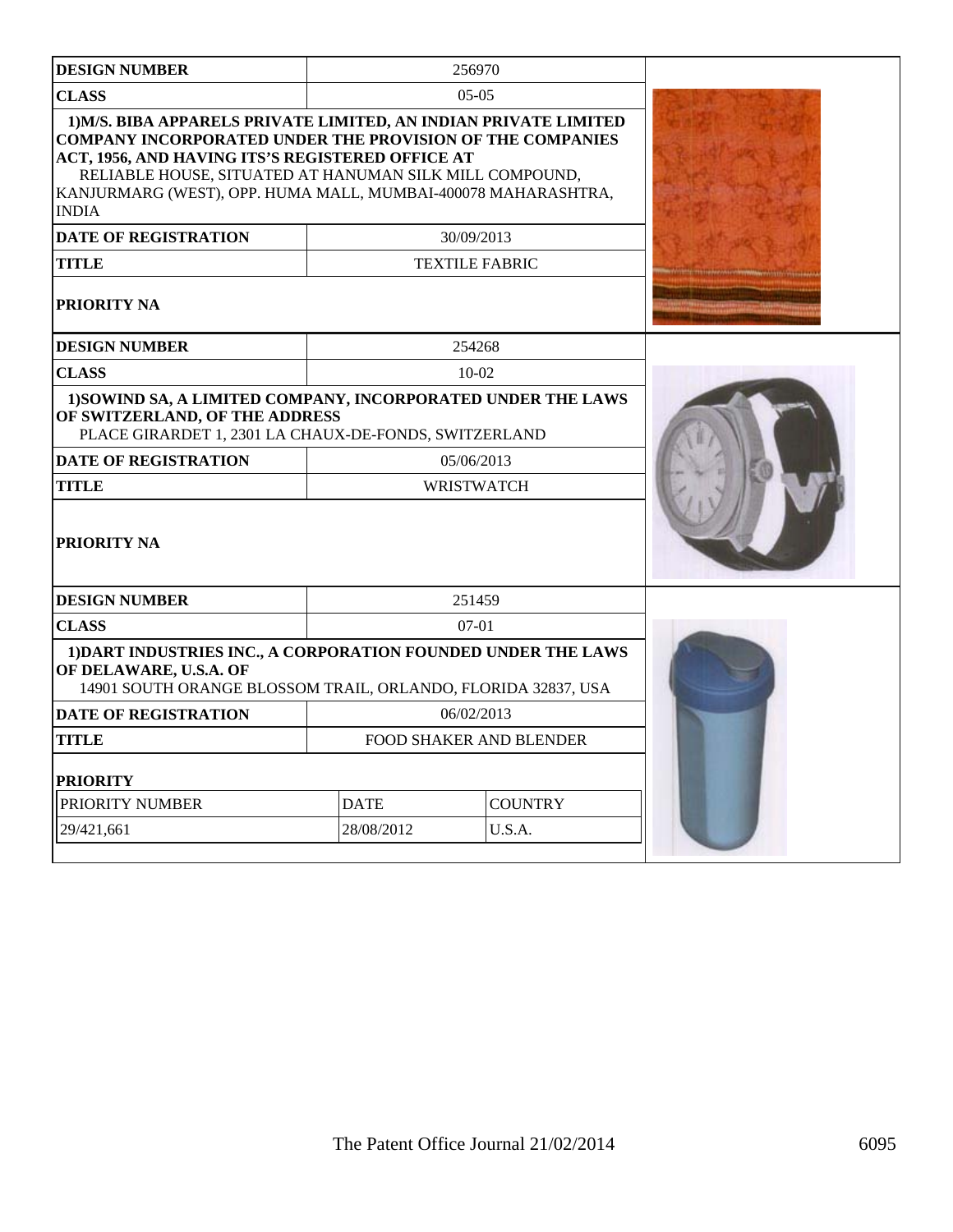| DESIGN NUMBER | 256970 |
|---|---|
| CLASS | 05-05 |
| 1)M/S. BIBA APPARELS PRIVATE LIMITED, AN INDIAN PRIVATE LIMITED COMPANY INCORPORATED UNDER THE PROVISION OF THE COMPANIES ACT, 1956, AND HAVING ITS'S REGISTERED OFFICE AT RELIABLE HOUSE, SITUATED AT HANUMAN SILK MILL COMPOUND, KANJURMARG (WEST), OPP. HUMA MALL, MUMBAI-400078 MAHARASHTRA, INDIA | |
| DATE OF REGISTRATION | 30/09/2013 |
| TITLE | TEXTILE FABRIC |
| PRIORITY NA | |

| DESIGN NUMBER | 254268 |
|---|---|
| CLASS | 10-02 |
| 1)SOWIND SA, A LIMITED COMPANY, INCORPORATED UNDER THE LAWS OF SWITZERLAND, OF THE ADDRESS PLACE GIRARDET 1, 2301 LA CHAUX-DE-FONDS, SWITZERLAND | |
| DATE OF REGISTRATION | 05/06/2013 |
| TITLE | WRISTWATCH |
| PRIORITY NA | |

| DESIGN NUMBER | 251459 | |
|---|---|---|
| CLASS | 07-01 | |
| 1)DART INDUSTRIES INC., A CORPORATION FOUNDED UNDER THE LAWS OF DELAWARE, U.S.A. OF 14901 SOUTH ORANGE BLOSSOM TRAIL, ORLANDO, FLORIDA 32837, USA | | |
| DATE OF REGISTRATION | 06/02/2013 | |
| TITLE | FOOD SHAKER AND BLENDER | |
| PRIORITY | | |
| PRIORITY NUMBER | DATE | COUNTRY |
| 29/421,661 | 28/08/2012 | U.S.A. |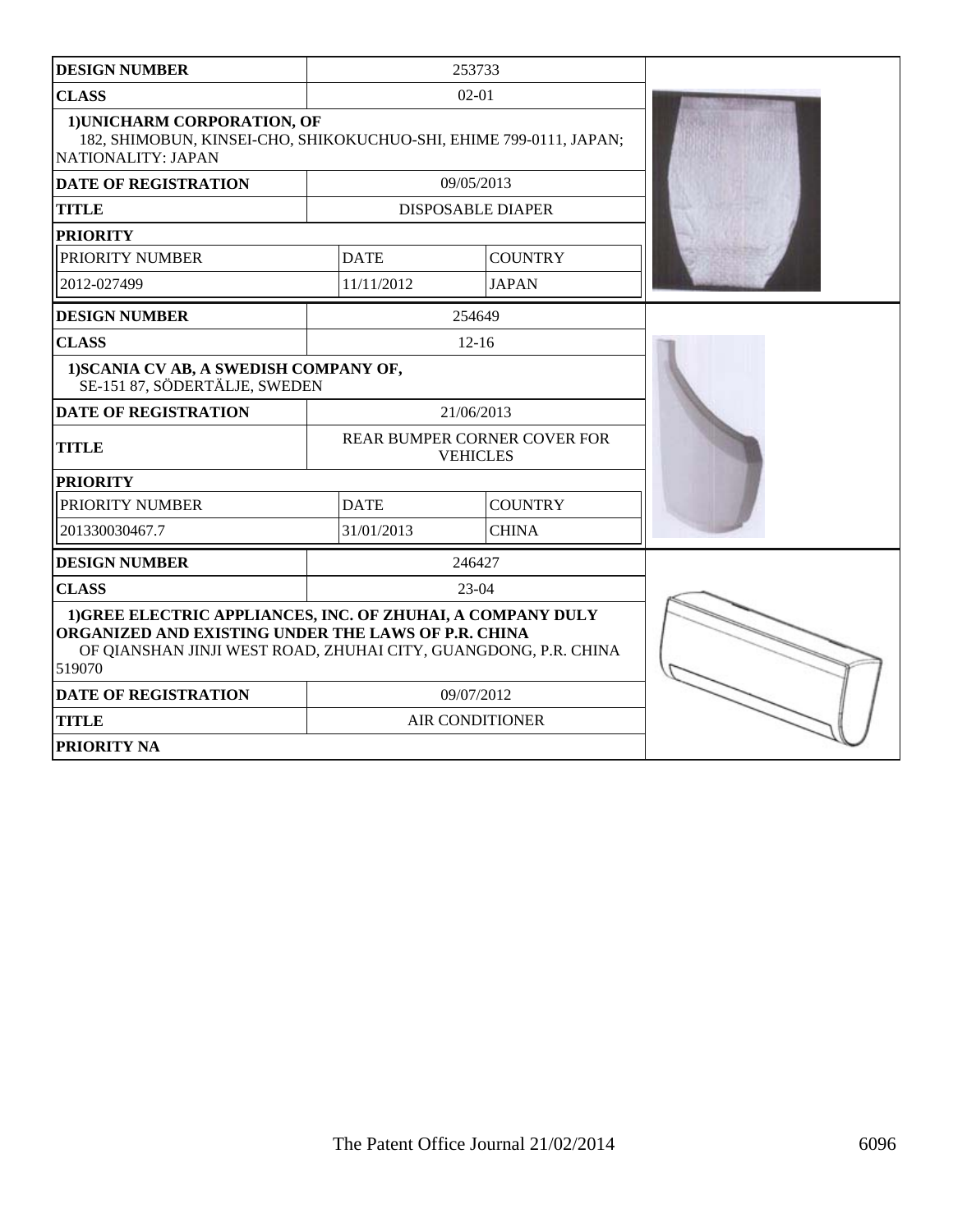| DESIGN NUMBER | 253733 | |
|---|---|---|
| CLASS | 02-01 | |
| 1)UNICHARM CORPORATION, OF 182, SHIMOBUN, KINSEI-CHO, SHIKOKUCHUO-SHI, EHIME 799-0111, JAPAN; NATIONALITY: JAPAN | | |
| DATE OF REGISTRATION | 09/05/2013 | |
| TITLE | DISPOSABLE DIAPER | |
| PRIORITY | | |
| PRIORITY NUMBER | DATE | COUNTRY |
| 2012-027499 | 11/11/2012 | JAPAN |

| DESIGN NUMBER | 254649 | |
|---|---|---|
| CLASS | 12-16 | |
| 1)SCANIA CV AB, A SWEDISH COMPANY OF, SE-151 87, SÖDERTÄLJE, SWEDEN | | |
| DATE OF REGISTRATION | 21/06/2013 | |
| TITLE | REAR BUMPER CORNER COVER FOR VEHICLES | |
| PRIORITY | | |
| PRIORITY NUMBER | DATE | COUNTRY |
| 201330030467.7 | 31/01/2013 | CHINA |

| DESIGN NUMBER | 246427 |
|---|---|
| CLASS | 23-04 |
| 1)GREE ELECTRIC APPLIANCES, INC. OF ZHUHAI, A COMPANY DULY ORGANIZED AND EXISTING UNDER THE LAWS OF P.R. CHINA OF QIANSHAN JINJI WEST ROAD, ZHUHAI CITY, GUANGDONG, P.R. CHINA 519070 | |
| DATE OF REGISTRATION | 09/07/2012 |
| TITLE | AIR CONDITIONER |
| PRIORITY NA | |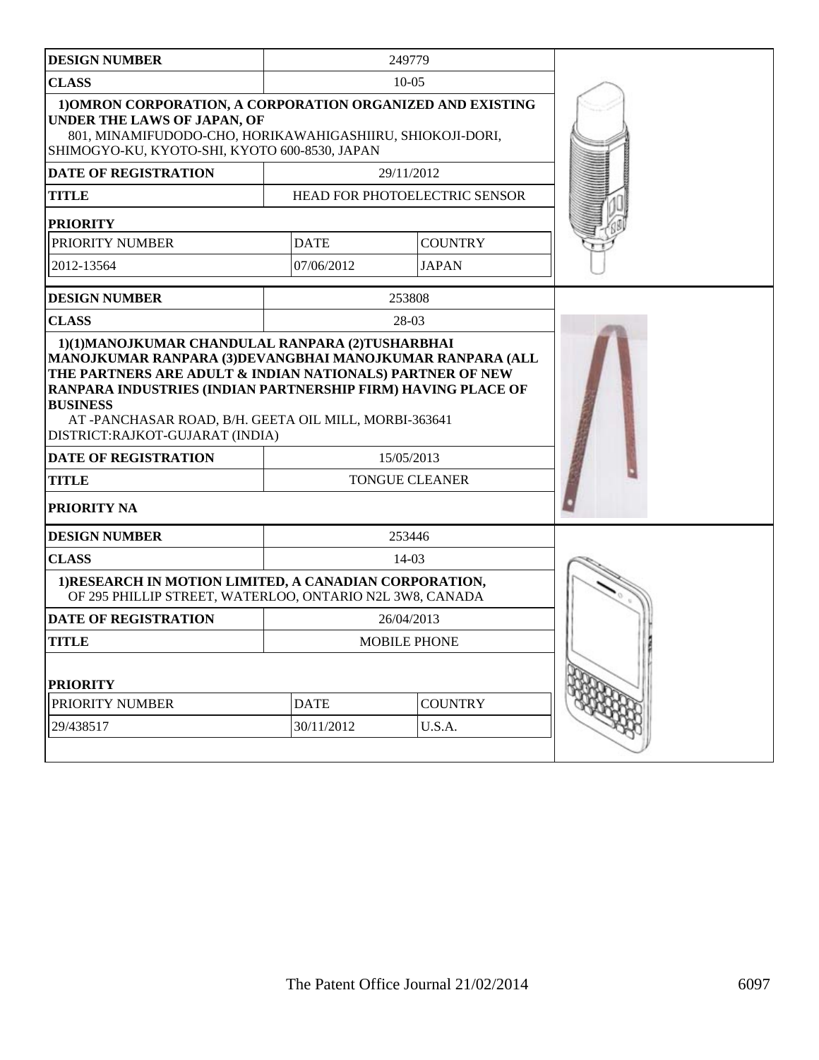| DESIGN NUMBER | 249779 | |
|---|---|---|
| CLASS | 10-05 | |
| **1)OMRON CORPORATION, A CORPORATION ORGANIZED AND EXISTING UNDER THE LAWS OF JAPAN, OF** 801, MINAMIFUDODO-CHO, HORIKAWAHIGASHIIRU, SHIOKOJI-DORI, SHIMOGYO-KU, KYOTO-SHI, KYOTO 600-8530, JAPAN | | |
| DATE OF REGISTRATION | 29/11/2012 | |
| TITLE | HEAD FOR PHOTOELECTRIC SENSOR | |
| PRIORITY | | |
| PRIORITY NUMBER | DATE | COUNTRY |
| 2012-13564 | 07/06/2012 | JAPAN |

| DESIGN NUMBER | 253808 |
|---|---|
| CLASS | 28-03 |
| **1)(1)MANOJKUMAR CHANDULAL RANPARA (2)TUSHARBHAI MANOJKUMAR RANPARA (3)DEVANGBHAI MANOJKUMAR RANPARA (ALL THE PARTNERS ARE ADULT & INDIAN NATIONALS) PARTNER OF NEW RANPARA INDUSTRIES (INDIAN PARTNERSHIP FIRM) HAVING PLACE OF BUSINESS** AT -PANCHASAR ROAD, B/H. GEETA OIL MILL, MORBI-363641 DISTRICT:RAJKOT-GUJARAT (INDIA) | |
| DATE OF REGISTRATION | 15/05/2013 |
| TITLE | TONGUE CLEANER |
| PRIORITY NA | |

| DESIGN NUMBER | 253446 | |
|---|---|---|
| CLASS | 14-03 | |
| **1)RESEARCH IN MOTION LIMITED, A CANADIAN CORPORATION,** OF 295 PHILLIP STREET, WATERLOO, ONTARIO N2L 3W8, CANADA | | |
| DATE OF REGISTRATION | 26/04/2013 | |
| TITLE | MOBILE PHONE | |
| PRIORITY | | |
| PRIORITY NUMBER | DATE | COUNTRY |
| 29/438517 | 30/11/2012 | U.S.A. |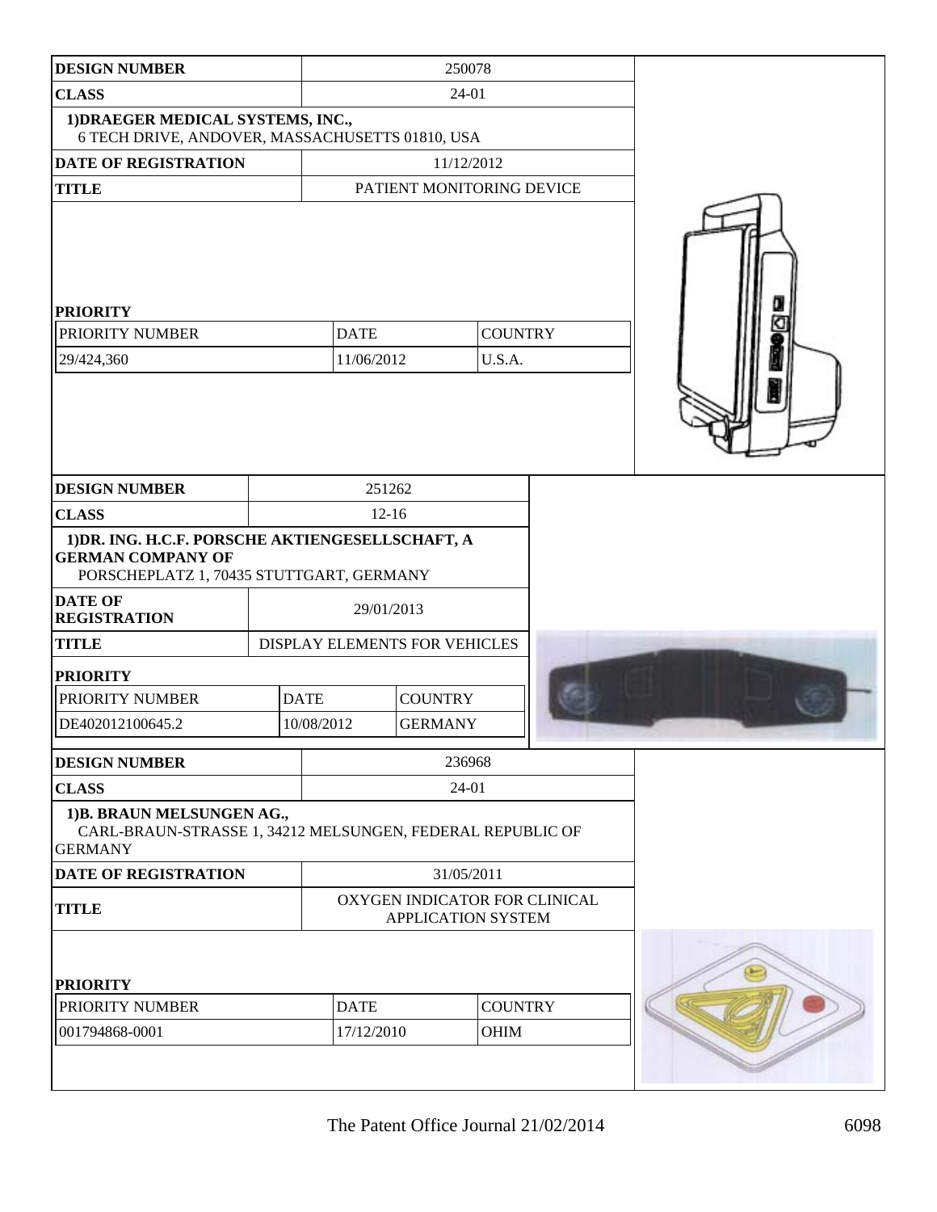| DESIGN NUMBER | 250078 |
|---|---|
| CLASS | 24-01 |
| 1)DRAEGER MEDICAL SYSTEMS, INC., 6 TECH DRIVE, ANDOVER, MASSACHUSETTS 01810, USA | |
| DATE OF REGISTRATION | 11/12/2012 |
| TITLE | PATIENT MONITORING DEVICE |

**PRIORITY**

| PRIORITY NUMBER | DATE | COUNTRY |
|---|---|---|
| 29/424,360 | 11/06/2012 | U.S.A. |

| DESIGN NUMBER | 251262 |
|---|---|
| CLASS | 12-16 |
| 1)DR. ING. H.C.F. PORSCHE AKTIENGESELLSCHAFT, A GERMAN COMPANY OF PORSCHEPLATZ 1, 70435 STUTTGART, GERMANY | |
| DATE OF REGISTRATION | 29/01/2013 |
| TITLE | DISPLAY ELEMENTS FOR VEHICLES |

**PRIORITY**

| PRIORITY NUMBER | DATE | COUNTRY |
|---|---|---|
| DE402012100645.2 | 10/08/2012 | GERMANY |

| DESIGN NUMBER | 236968 |
|---|---|
| CLASS | 24-01 |
| 1)B. BRAUN MELSUNGEN AG., CARL-BRAUN-STRASSE 1, 34212 MELSUNGEN, FEDERAL REPUBLIC OF GERMANY | |
| DATE OF REGISTRATION | 31/05/2011 |
| TITLE | OXYGEN INDICATOR FOR CLINICAL APPLICATION SYSTEM |

**PRIORITY**

| PRIORITY NUMBER | DATE | COUNTRY |
|---|---|---|
| 001794868-0001 | 17/12/2010 | OHIM |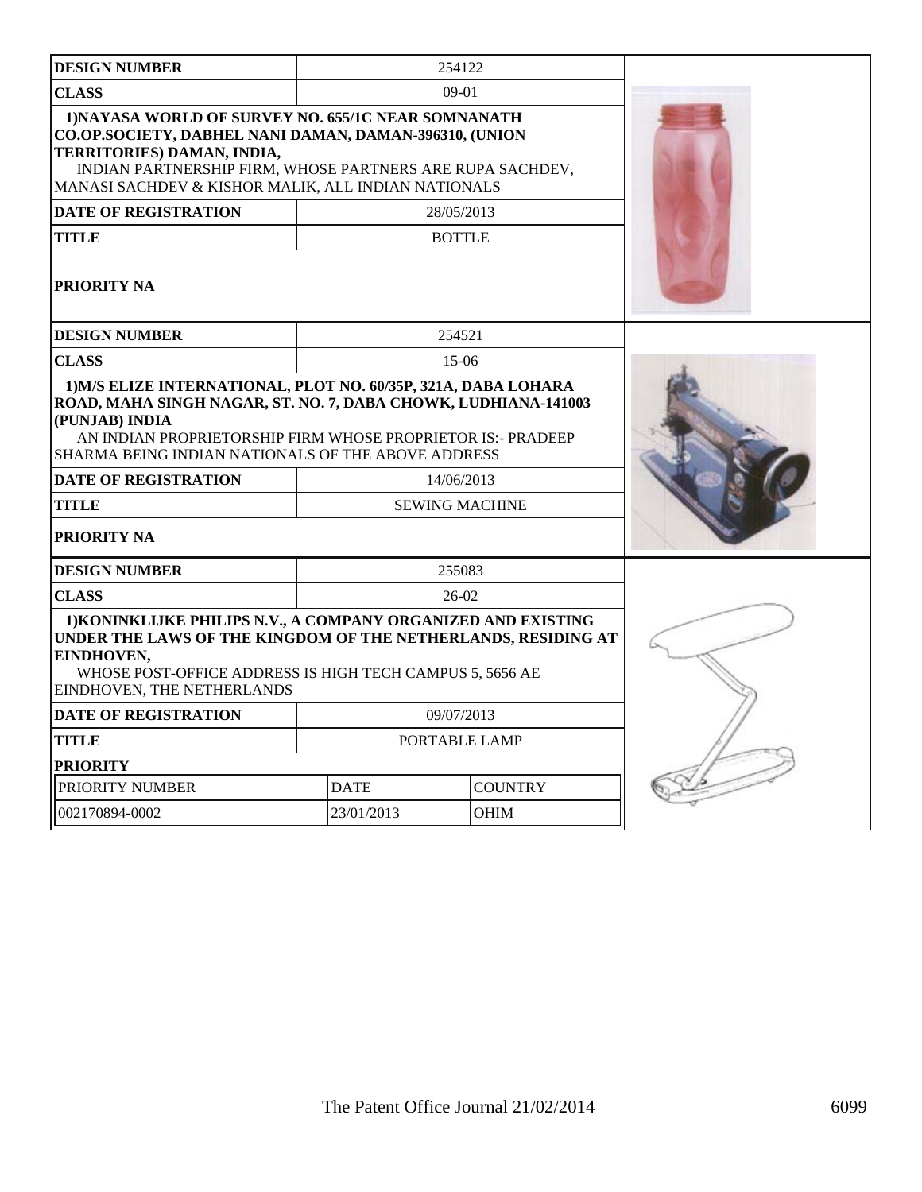| DESIGN NUMBER | 254122 |
|---|---|
| CLASS | 09-01 |
| 1)NAYASA WORLD OF SURVEY NO. 655/1C NEAR SOMNANATH CO.OP.SOCIETY, DABHEL NANI DAMAN, DAMAN-396310, (UNION TERRITORIES) DAMAN, INDIA, INDIAN PARTNERSHIP FIRM, WHOSE PARTNERS ARE RUPA SACHDEV, MANASI SACHDEV & KISHOR MALIK, ALL INDIAN NATIONALS | |
| DATE OF REGISTRATION | 28/05/2013 |
| TITLE | BOTTLE |
| PRIORITY NA | |

| DESIGN NUMBER | 254521 |
|---|---|
| CLASS | 15-06 |
| 1)M/S ELIZE INTERNATIONAL, PLOT NO. 60/35P, 321A, DABA LOHARA ROAD, MAHA SINGH NAGAR, ST. NO. 7, DABA CHOWK, LUDHIANA-141003 (PUNJAB) INDIA AN INDIAN PROPRIETORSHIP FIRM WHOSE PROPRIETOR IS:- PRADEEP SHARMA BEING INDIAN NATIONALS OF THE ABOVE ADDRESS | |
| DATE OF REGISTRATION | 14/06/2013 |
| TITLE | SEWING MACHINE |
| PRIORITY NA | |

| DESIGN NUMBER | 255083 | |
|---|---|---|
| CLASS | 26-02 | |
| 1)KONINKLIJKE PHILIPS N.V., A COMPANY ORGANIZED AND EXISTING UNDER THE LAWS OF THE KINGDOM OF THE NETHERLANDS, RESIDING AT EINDHOVEN, WHOSE POST-OFFICE ADDRESS IS HIGH TECH CAMPUS 5, 5656 AE EINDHOVEN, THE NETHERLANDS | | |
| DATE OF REGISTRATION | 09/07/2013 | |
| TITLE | PORTABLE LAMP | |
| PRIORITY | | |
| PRIORITY NUMBER | DATE | COUNTRY |
| 002170894-0002 | 23/01/2013 | OHIM |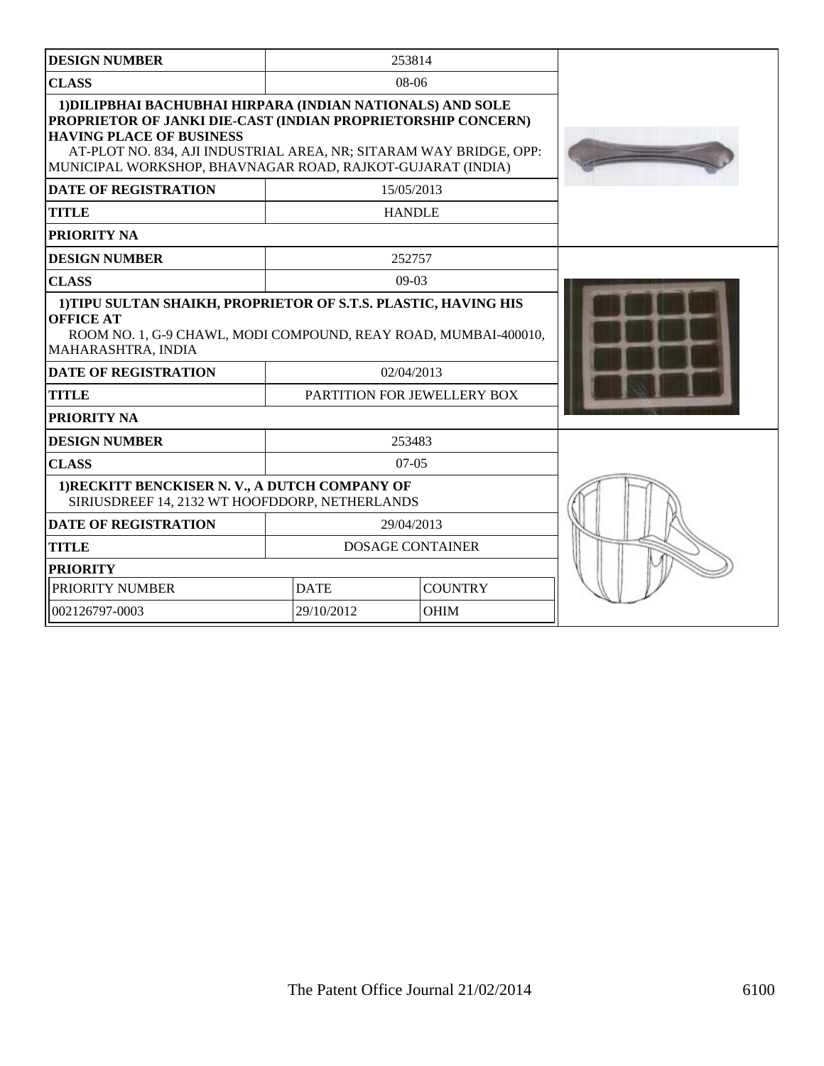| DESIGN NUMBER | 253814 |
| --- | --- |
| CLASS | 08-06 |
| **1)DILIPBHAI BACHUBHAI HIRPARA (INDIAN NATIONALS) AND SOLE PROPRIETOR OF JANKI DIE-CAST (INDIAN PROPRIETORSHIP CONCERN) HAVING PLACE OF BUSINESS** AT-PLOT NO. 834, AJI INDUSTRIAL AREA, NR; SITARAM WAY BRIDGE, OPP: MUNICIPAL WORKSHOP, BHAVNAGAR ROAD, RAJKOT-GUJARAT (INDIA) | |
| DATE OF REGISTRATION | 15/05/2013 |
| TITLE | HANDLE |
| PRIORITY NA | |

| DESIGN NUMBER | 252757 |
| --- | --- |
| CLASS | 09-03 |
| **1)TIPU SULTAN SHAIKH, PROPRIETOR OF S.T.S. PLASTIC, HAVING HIS OFFICE AT** ROOM NO. 1, G-9 CHAWL, MODI COMPOUND, REAY ROAD, MUMBAI-400010, MAHARASHTRA, INDIA | |
| DATE OF REGISTRATION | 02/04/2013 |
| TITLE | PARTITION FOR JEWELLERY BOX |
| PRIORITY NA | |

| DESIGN NUMBER | 253483 | |
| --- | --- | --- |
| CLASS | 07-05 | |
| **1)RECKITT BENCKISER N. V., A DUTCH COMPANY OF** SIRIUSDREEF 14, 2132 WT HOOFDDORP, NETHERLANDS | | |
| DATE OF REGISTRATION | 29/04/2013 | |
| TITLE | DOSAGE CONTAINER | |
| **PRIORITY** | | |
| PRIORITY NUMBER | DATE | COUNTRY |
| 002126797-0003 | 29/10/2012 | OHIM |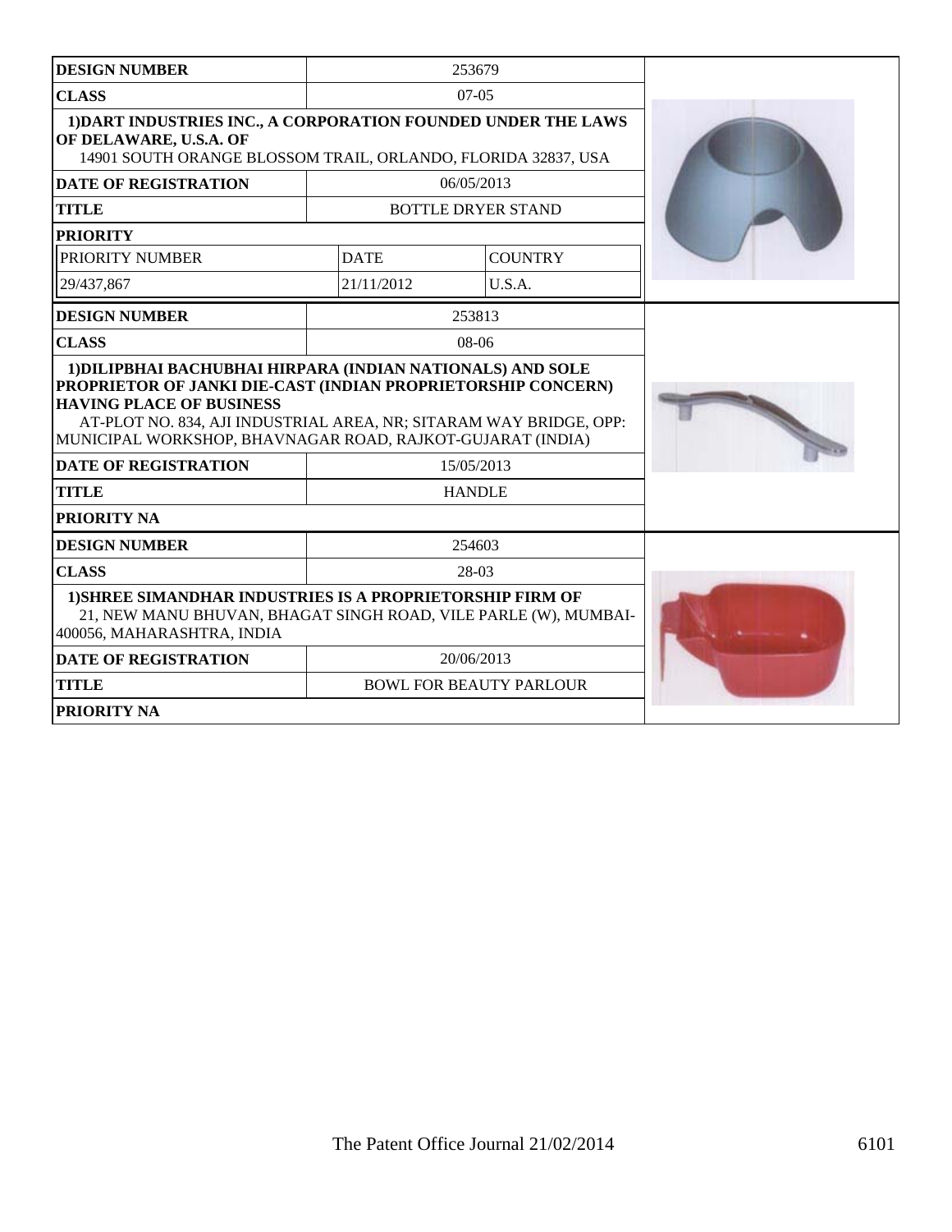| DESIGN NUMBER | 253679 | |
|---|---|---|
| CLASS | 07-05 | |
| **1)DART INDUSTRIES INC., A CORPORATION FOUNDED UNDER THE LAWS OF DELAWARE, U.S.A. OF** 14901 SOUTH ORANGE BLOSSOM TRAIL, ORLANDO, FLORIDA 32837, USA | | |
| DATE OF REGISTRATION | 06/05/2013 | |
| TITLE | BOTTLE DRYER STAND | |
| PRIORITY | | |
| PRIORITY NUMBER | DATE | COUNTRY |
| 29/437,867 | 21/11/2012 | U.S.A. |

| DESIGN NUMBER | 253813 |
|---|---|
| CLASS | 08-06 |
| **1)DILIPBHAI BACHUBHAI HIRPARA (INDIAN NATIONALS) AND SOLE PROPRIETOR OF JANKI DIE-CAST (INDIAN PROPRIETORSHIP CONCERN) HAVING PLACE OF BUSINESS** AT-PLOT NO. 834, AJI INDUSTRIAL AREA, NR; SITARAM WAY BRIDGE, OPP: MUNICIPAL WORKSHOP, BHAVNAGAR ROAD, RAJKOT-GUJARAT (INDIA) | |
| DATE OF REGISTRATION | 15/05/2013 |
| TITLE | HANDLE |
| PRIORITY NA | |

| DESIGN NUMBER | 254603 |
|---|---|
| CLASS | 28-03 |
| **1)SHREE SIMANDHAR INDUSTRIES IS A PROPRIETORSHIP FIRM OF** 21, NEW MANU BHUVAN, BHAGAT SINGH ROAD, VILE PARLE (W), MUMBAI-400056, MAHARASHTRA, INDIA | |
| DATE OF REGISTRATION | 20/06/2013 |
| TITLE | BOWL FOR BEAUTY PARLOUR |
| PRIORITY NA | |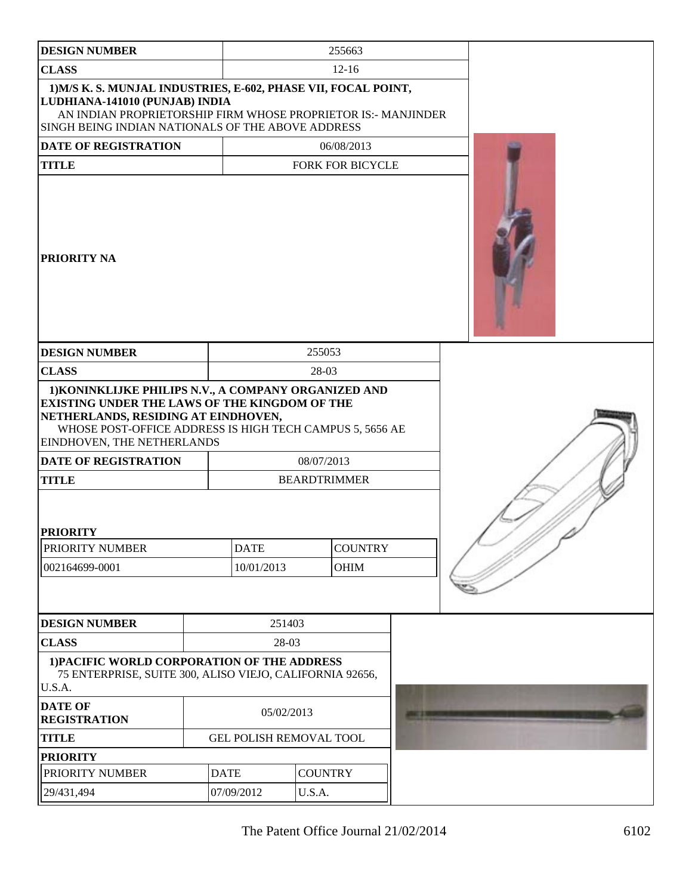| DESIGN NUMBER | 255663 |
|---|---|
| CLASS | 12-16 |
| 1)M/S K. S. MUNJAL INDUSTRIES, E-602, PHASE VII, FOCAL POINT, LUDHIANA-141010 (PUNJAB) INDIA AN INDIAN PROPRIETORSHIP FIRM WHOSE PROPRIETOR IS:- MANJINDER SINGH BEING INDIAN NATIONALS OF THE ABOVE ADDRESS | |
| DATE OF REGISTRATION | 06/08/2013 |
| TITLE | FORK FOR BICYCLE |
| PRIORITY NA | |

| DESIGN NUMBER | 255053 |
|---|---|
| CLASS | 28-03 |
| 1)KONINKLIJKE PHILIPS N.V., A COMPANY ORGANIZED AND EXISTING UNDER THE LAWS OF THE KINGDOM OF THE NETHERLANDS, RESIDING AT EINDHOVEN, WHOSE POST-OFFICE ADDRESS IS HIGH TECH CAMPUS 5, 5656 AE EINDHOVEN, THE NETHERLANDS | |
| DATE OF REGISTRATION | 08/07/2013 |
| TITLE | BEARDTRIMMER |

**PRIORITY**

| PRIORITY NUMBER | DATE | COUNTRY |
|---|---|---|
| 002164699-0001 | 10/01/2013 | OHIM |

| DESIGN NUMBER | 251403 |
|---|---|
| CLASS | 28-03 |
| 1)PACIFIC WORLD CORPORATION OF THE ADDRESS 75 ENTERPRISE, SUITE 300, ALISO VIEJO, CALIFORNIA 92656, U.S.A. | |
| DATE OF REGISTRATION | 05/02/2013 |
| TITLE | GEL POLISH REMOVAL TOOL |

**PRIORITY**

| PRIORITY NUMBER | DATE | COUNTRY |
|---|---|---|
| 29/431,494 | 07/09/2012 | U.S.A. |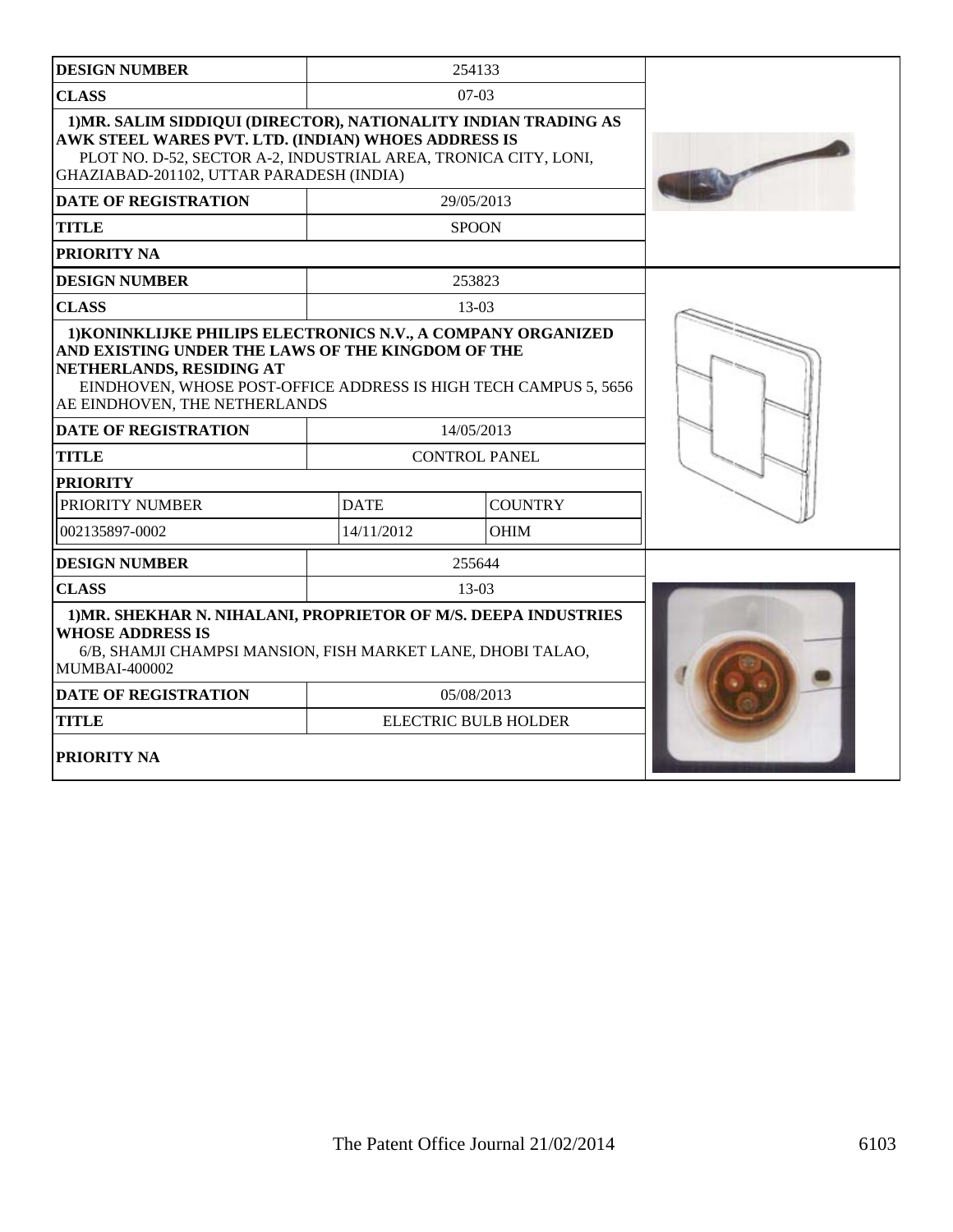| DESIGN NUMBER | 254133 | |
|---|---|---|
| CLASS | 07-03 | |
| **1)MR. SALIM SIDDIQUI (DIRECTOR), NATIONALITY INDIAN TRADING AS AWK STEEL WARES PVT. LTD. (INDIAN) WHOES ADDRESS IS** PLOT NO. D-52, SECTOR A-2, INDUSTRIAL AREA, TRONICA CITY, LONI, GHAZIABAD-201102, UTTAR PARADESH (INDIA) | | |
| DATE OF REGISTRATION | 29/05/2013 | |
| TITLE | SPOON | |
| PRIORITY NA | | |

| DESIGN NUMBER | 253823 | |
|---|---|---|
| CLASS | 13-03 | |
| **1)KONINKLIJKE PHILIPS ELECTRONICS N.V., A COMPANY ORGANIZED AND EXISTING UNDER THE LAWS OF THE KINGDOM OF THE NETHERLANDS, RESIDING AT** EINDHOVEN, WHOSE POST-OFFICE ADDRESS IS HIGH TECH CAMPUS 5, 5656 AE EINDHOVEN, THE NETHERLANDS | | |
| DATE OF REGISTRATION | 14/05/2013 | |
| TITLE | CONTROL PANEL | |
| PRIORITY | | |
| PRIORITY NUMBER | DATE | COUNTRY |
| 002135897-0002 | 14/11/2012 | OHIM |

| DESIGN NUMBER | 255644 | |
|---|---|---|
| CLASS | 13-03 | |
| **1)MR. SHEKHAR N. NIHALANI, PROPRIETOR OF M/S. DEEPA INDUSTRIES WHOSE ADDRESS IS** 6/B, SHAMJI CHAMPSI MANSION, FISH MARKET LANE, DHOBI TALAO, MUMBAI-400002 | | |
| DATE OF REGISTRATION | 05/08/2013 | |
| TITLE | ELECTRIC BULB HOLDER | |
| PRIORITY NA | | |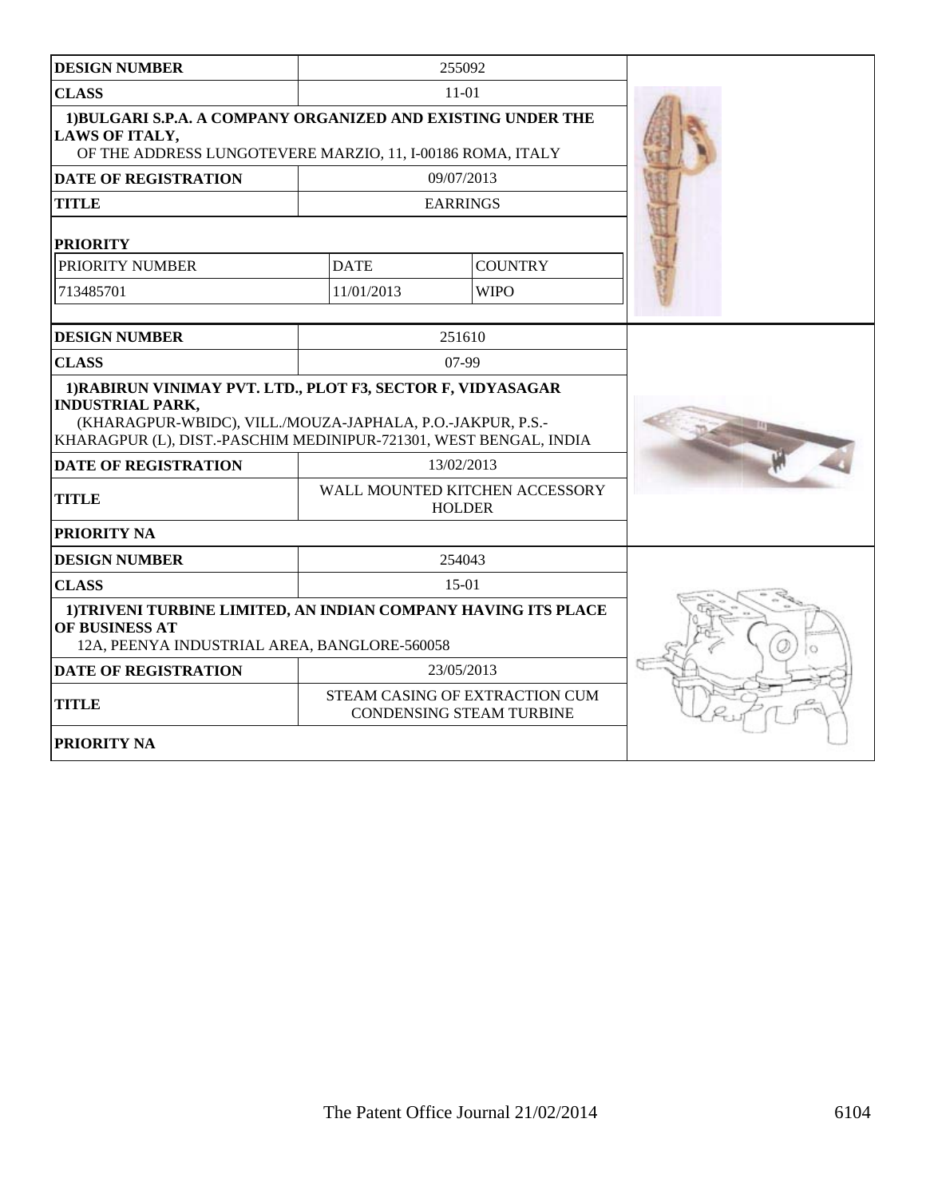| DESIGN NUMBER | 255092 | |
|---|---|---|
| CLASS | 11-01 | |
| 1)BULGARI S.P.A. A COMPANY ORGANIZED AND EXISTING UNDER THE LAWS OF ITALY, OF THE ADDRESS LUNGOTEVERE MARZIO, 11, I-00186 ROMA, ITALY | | |
| DATE OF REGISTRATION | 09/07/2013 | |
| TITLE | EARRINGS | |
| PRIORITY | | |
| PRIORITY NUMBER | DATE | COUNTRY |
| 713485701 | 11/01/2013 | WIPO |

| DESIGN NUMBER | 251610 |
|---|---|
| CLASS | 07-99 |
| 1)RABIRUN VINIMAY PVT. LTD., PLOT F3, SECTOR F, VIDYASAGAR INDUSTRIAL PARK, (KHARAGPUR-WBIDC), VILL./MOUZA-JAPHALA, P.O.-JAKPUR, P.S.-KHARAGPUR (L), DIST.-PASCHIM MEDINIPUR-721301, WEST BENGAL, INDIA | |
| DATE OF REGISTRATION | 13/02/2013 |
| TITLE | WALL MOUNTED KITCHEN ACCESSORY HOLDER |
| PRIORITY NA | |

| DESIGN NUMBER | 254043 |
|---|---|
| CLASS | 15-01 |
| 1)TRIVENI TURBINE LIMITED, AN INDIAN COMPANY HAVING ITS PLACE OF BUSINESS AT 12A, PEENYA INDUSTRIAL AREA, BANGLORE-560058 | |
| DATE OF REGISTRATION | 23/05/2013 |
| TITLE | STEAM CASING OF EXTRACTION CUM CONDENSING STEAM TURBINE |
| PRIORITY NA | |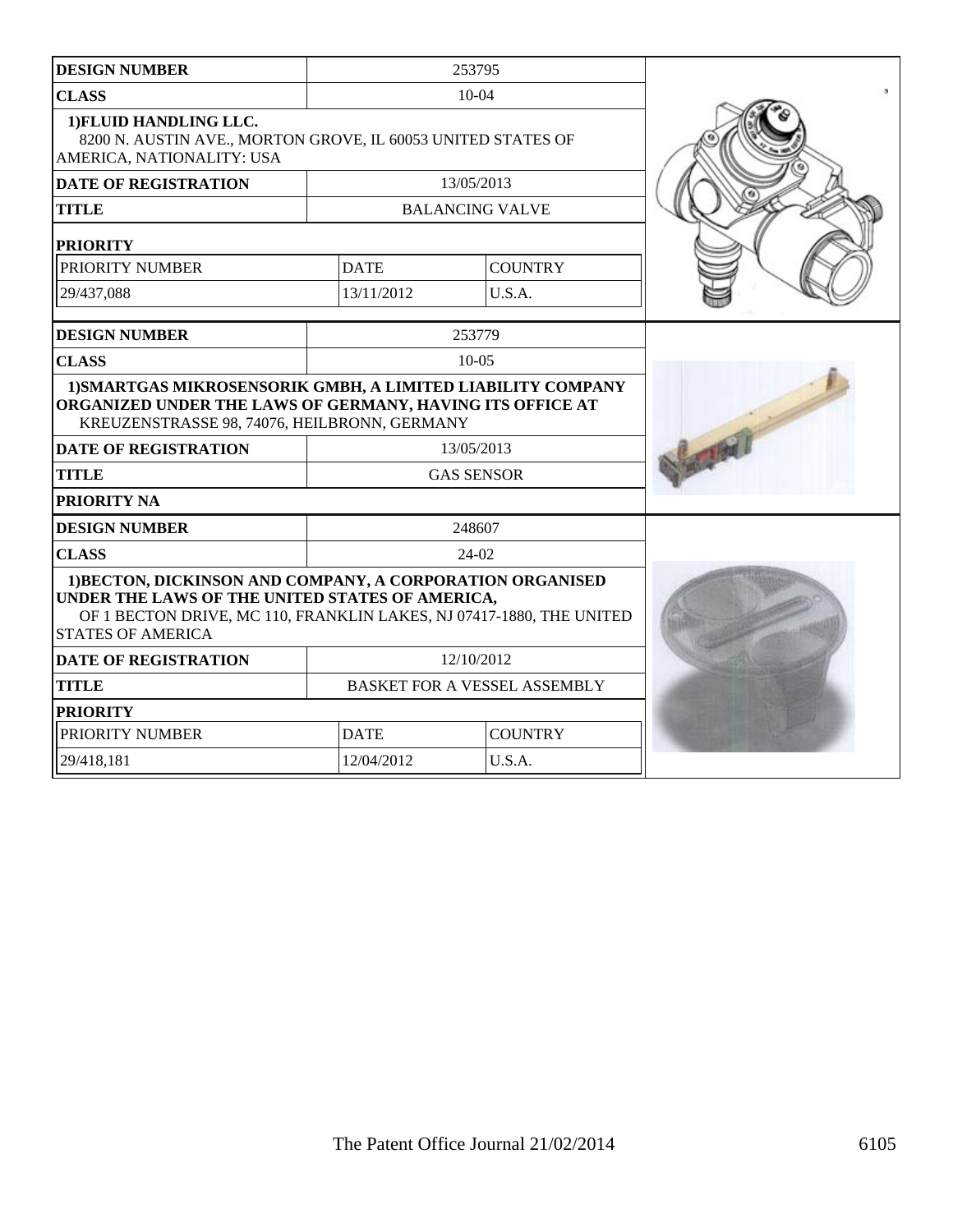| DESIGN NUMBER | 253795 | |
|---|---|---|
| CLASS | 10-04 | |
| 1)FLUID HANDLING LLC. 8200 N. AUSTIN AVE., MORTON GROVE, IL 60053 UNITED STATES OF AMERICA, NATIONALITY: USA | | |
| DATE OF REGISTRATION | 13/05/2013 | |
| TITLE | BALANCING VALVE | |
| PRIORITY | | |
| PRIORITY NUMBER | DATE | COUNTRY |
| 29/437,088 | 13/11/2012 | U.S.A. |

| DESIGN NUMBER | 253779 |
|---|---|
| CLASS | 10-05 |
| 1)SMARTGAS MIKROSENSORIK GMBH, A LIMITED LIABILITY COMPANY ORGANIZED UNDER THE LAWS OF GERMANY, HAVING ITS OFFICE AT KREUZENSTRASSE 98, 74076, HEILBRONN, GERMANY | |
| DATE OF REGISTRATION | 13/05/2013 |
| TITLE | GAS SENSOR |
| PRIORITY NA | |

| DESIGN NUMBER | 248607 | |
|---|---|---|
| CLASS | 24-02 | |
| 1)BECTON, DICKINSON AND COMPANY, A CORPORATION ORGANISED UNDER THE LAWS OF THE UNITED STATES OF AMERICA, OF 1 BECTON DRIVE, MC 110, FRANKLIN LAKES, NJ 07417-1880, THE UNITED STATES OF AMERICA | | |
| DATE OF REGISTRATION | 12/10/2012 | |
| TITLE | BASKET FOR A VESSEL ASSEMBLY | |
| PRIORITY | | |
| PRIORITY NUMBER | DATE | COUNTRY |
| 29/418,181 | 12/04/2012 | U.S.A. |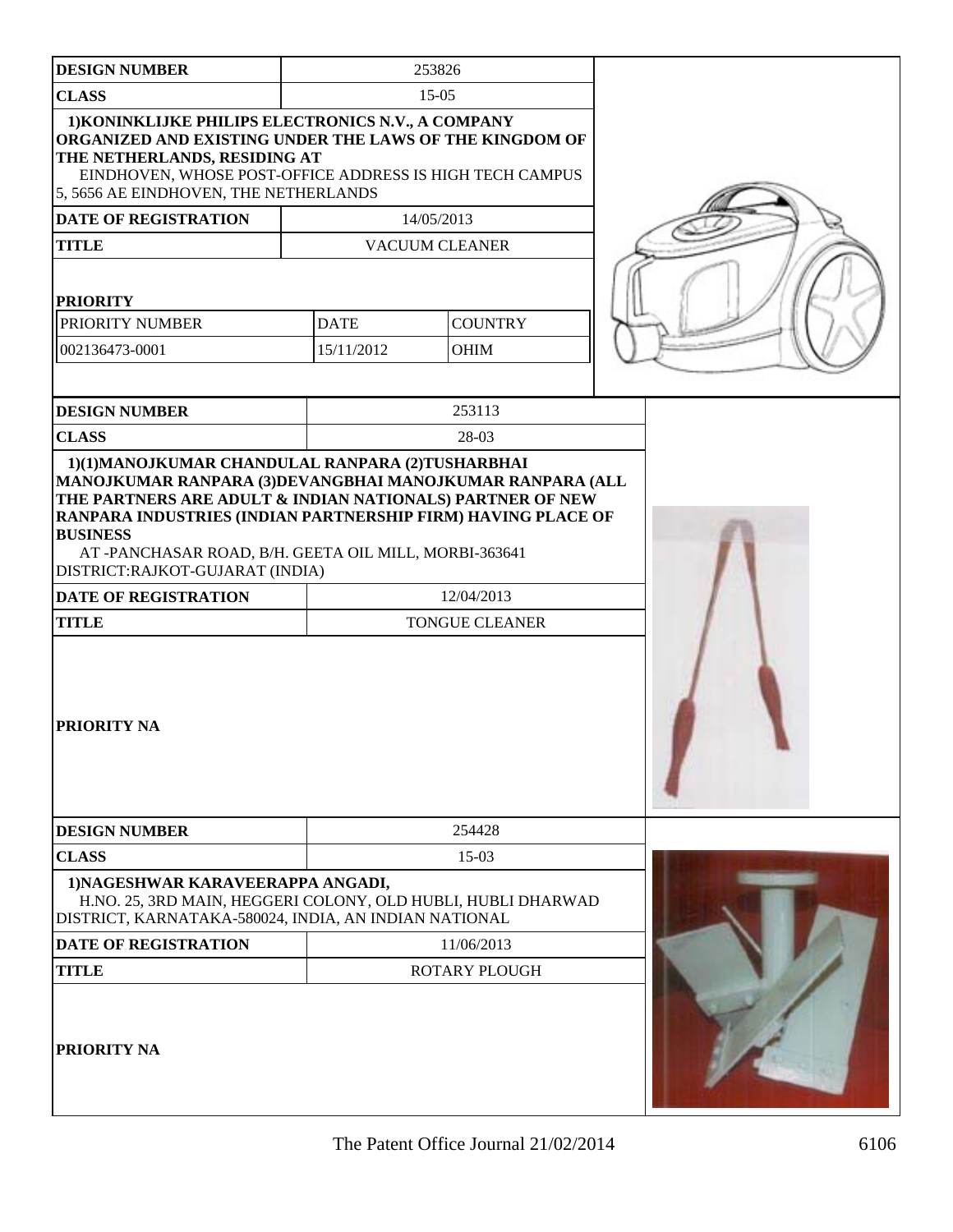| DESIGN NUMBER | 253826 | |
|---|---|---|
| CLASS | 15-05 | |
| 1)KONINKLIJKE PHILIPS ELECTRONICS N.V., A COMPANY ORGANIZED AND EXISTING UNDER THE LAWS OF THE KINGDOM OF THE NETHERLANDS, RESIDING AT EINDHOVEN, WHOSE POST-OFFICE ADDRESS IS HIGH TECH CAMPUS 5, 5656 AE EINDHOVEN, THE NETHERLANDS | | |
| DATE OF REGISTRATION | 14/05/2013 | |
| TITLE | VACUUM CLEANER | |
| **PRIORITY** | | |
| PRIORITY NUMBER | DATE | COUNTRY |
| 002136473-0001 | 15/11/2012 | OHIM |

| DESIGN NUMBER | 253113 |
|---|---|
| CLASS | 28-03 |
| 1)(1)MANOJKUMAR CHANDULAL RANPARA (2)TUSHARBHAI MANOJKUMAR RANPARA (3)DEVANGBHAI MANOJKUMAR RANPARA (ALL THE PARTNERS ARE ADULT & INDIAN NATIONALS) PARTNER OF NEW RANPARA INDUSTRIES (INDIAN PARTNERSHIP FIRM) HAVING PLACE OF BUSINESS AT -PANCHASAR ROAD, B/H. GEETA OIL MILL, MORBI-363641 DISTRICT:RAJKOT-GUJARAT (INDIA) | |
| DATE OF REGISTRATION | 12/04/2013 |
| TITLE | TONGUE CLEANER |
| PRIORITY NA | |

| DESIGN NUMBER | 254428 |
|---|---|
| CLASS | 15-03 |
| 1)NAGESHWAR KARAVEERAPPA ANGADI, H.NO. 25, 3RD MAIN, HEGGERI COLONY, OLD HUBLI, HUBLI DHARWAD DISTRICT, KARNATAKA-580024, INDIA, AN INDIAN NATIONAL | |
| DATE OF REGISTRATION | 11/06/2013 |
| TITLE | ROTARY PLOUGH |
| PRIORITY NA | |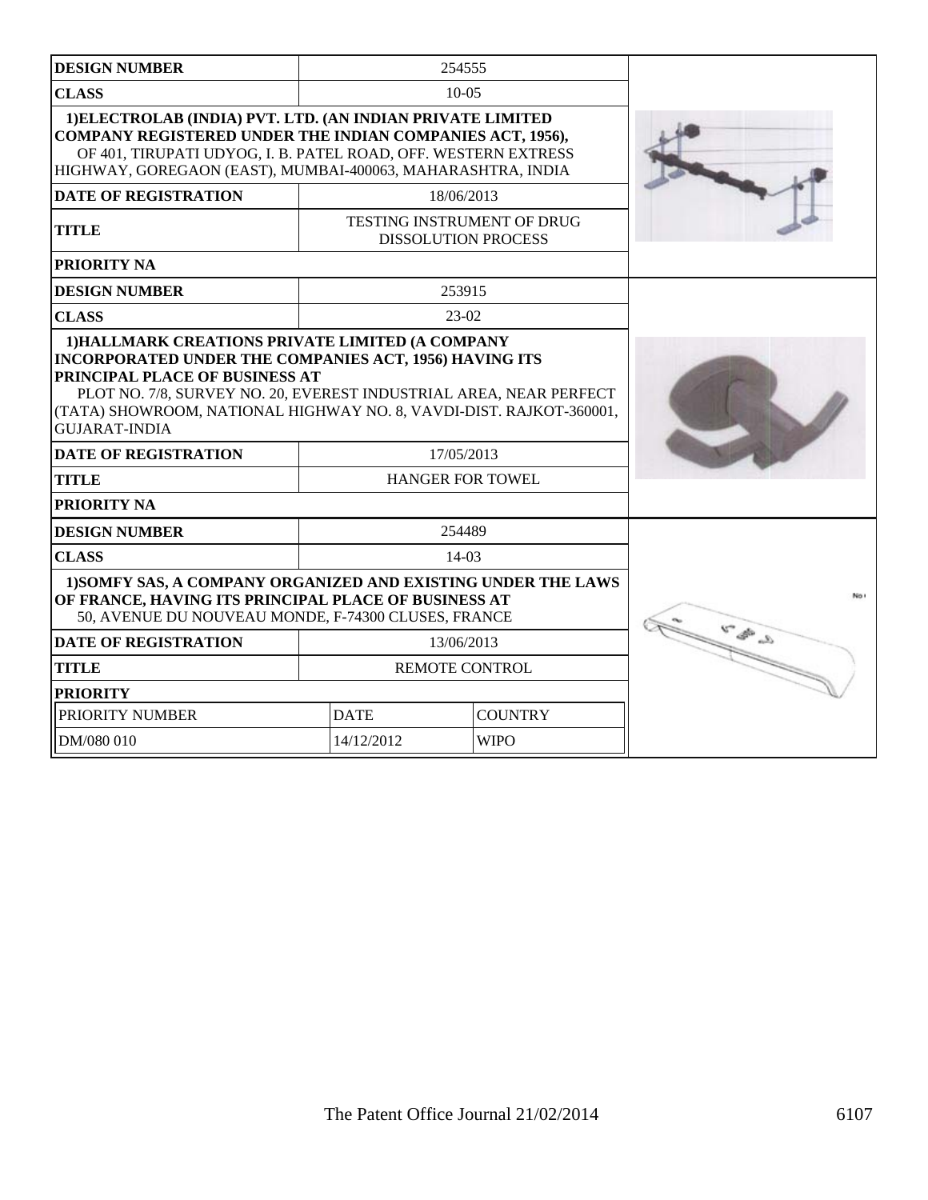| DESIGN NUMBER | 254555 | |
|---|---|---|
| CLASS | 10-05 | |
| 1)ELECTROLAB (INDIA) PVT. LTD. (AN INDIAN PRIVATE LIMITED COMPANY REGISTERED UNDER THE INDIAN COMPANIES ACT, 1956), OF 401, TIRUPATI UDYOG, I. B. PATEL ROAD, OFF. WESTERN EXTRESS HIGHWAY, GOREGAON (EAST), MUMBAI-400063, MAHARASHTRA, INDIA | | |
| DATE OF REGISTRATION | 18/06/2013 | |
| TITLE | TESTING INSTRUMENT OF DRUG DISSOLUTION PROCESS | |
| PRIORITY NA | | |

| DESIGN NUMBER | 253915 | |
|---|---|---|
| CLASS | 23-02 | |
| 1)HALLMARK CREATIONS PRIVATE LIMITED (A COMPANY INCORPORATED UNDER THE COMPANIES ACT, 1956) HAVING ITS PRINCIPAL PLACE OF BUSINESS AT PLOT NO. 7/8, SURVEY NO. 20, EVEREST INDUSTRIAL AREA, NEAR PERFECT (TATA) SHOWROOM, NATIONAL HIGHWAY NO. 8, VAVDI-DIST. RAJKOT-360001, GUJARAT-INDIA | | |
| DATE OF REGISTRATION | 17/05/2013 | |
| TITLE | HANGER FOR TOWEL | |
| PRIORITY NA | | |

| DESIGN NUMBER | 254489 | |
|---|---|---|
| CLASS | 14-03 | |
| 1)SOMFY SAS, A COMPANY ORGANIZED AND EXISTING UNDER THE LAWS OF FRANCE, HAVING ITS PRINCIPAL PLACE OF BUSINESS AT 50, AVENUE DU NOUVEAU MONDE, F-74300 CLUSES, FRANCE | | |
| DATE OF REGISTRATION | 13/06/2013 | |
| TITLE | REMOTE CONTROL | |
| PRIORITY | | |
| PRIORITY NUMBER | DATE | COUNTRY |
| DM/080 010 | 14/12/2012 | WIPO |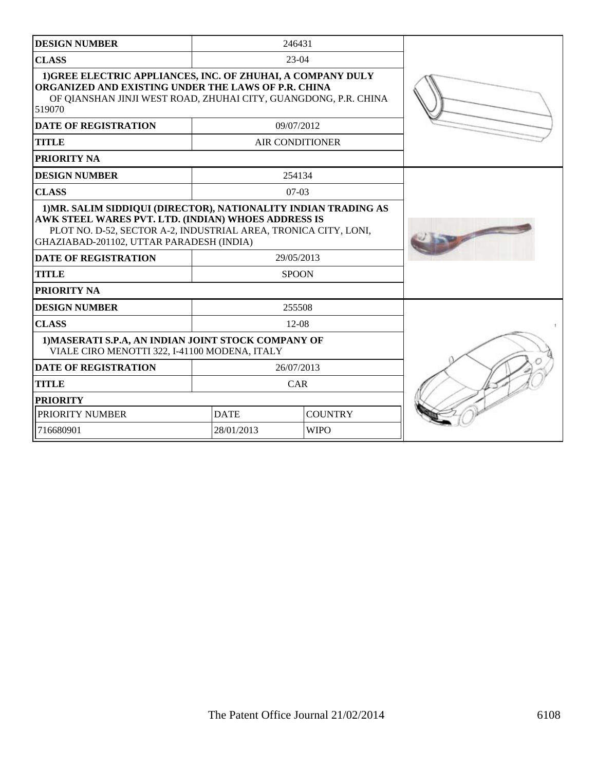| DESIGN NUMBER | 246431 | |
|---|---|---|
| CLASS | 23-04 | |
| 1)GREE ELECTRIC APPLIANCES, INC. OF ZHUHAI, A COMPANY DULY ORGANIZED AND EXISTING UNDER THE LAWS OF P.R. CHINA OF QIANSHAN JINJI WEST ROAD, ZHUHAI CITY, GUANGDONG, P.R. CHINA 519070 | | |
| DATE OF REGISTRATION | 09/07/2012 | |
| TITLE | AIR CONDITIONER | |
| PRIORITY NA | | |

| DESIGN NUMBER | 254134 | |
|---|---|---|
| CLASS | 07-03 | |
| 1)MR. SALIM SIDDIQUI (DIRECTOR), NATIONALITY INDIAN TRADING AS AWK STEEL WARES PVT. LTD. (INDIAN) WHOES ADDRESS IS PLOT NO. D-52, SECTOR A-2, INDUSTRIAL AREA, TRONICA CITY, LONI, GHAZIABAD-201102, UTTAR PARADESH (INDIA) | | |
| DATE OF REGISTRATION | 29/05/2013 | |
| TITLE | SPOON | |
| PRIORITY NA | | |

| DESIGN NUMBER | 255508 | |
|---|---|---|
| CLASS | 12-08 | |
| 1)MASERATI S.P.A, AN INDIAN JOINT STOCK COMPANY OF VIALE CIRO MENOTTI 322, I-41100 MODENA, ITALY | | |
| DATE OF REGISTRATION | 26/07/2013 | |
| TITLE | CAR | |
| PRIORITY | | |
| PRIORITY NUMBER | DATE | COUNTRY |
| 716680901 | 28/01/2013 | WIPO |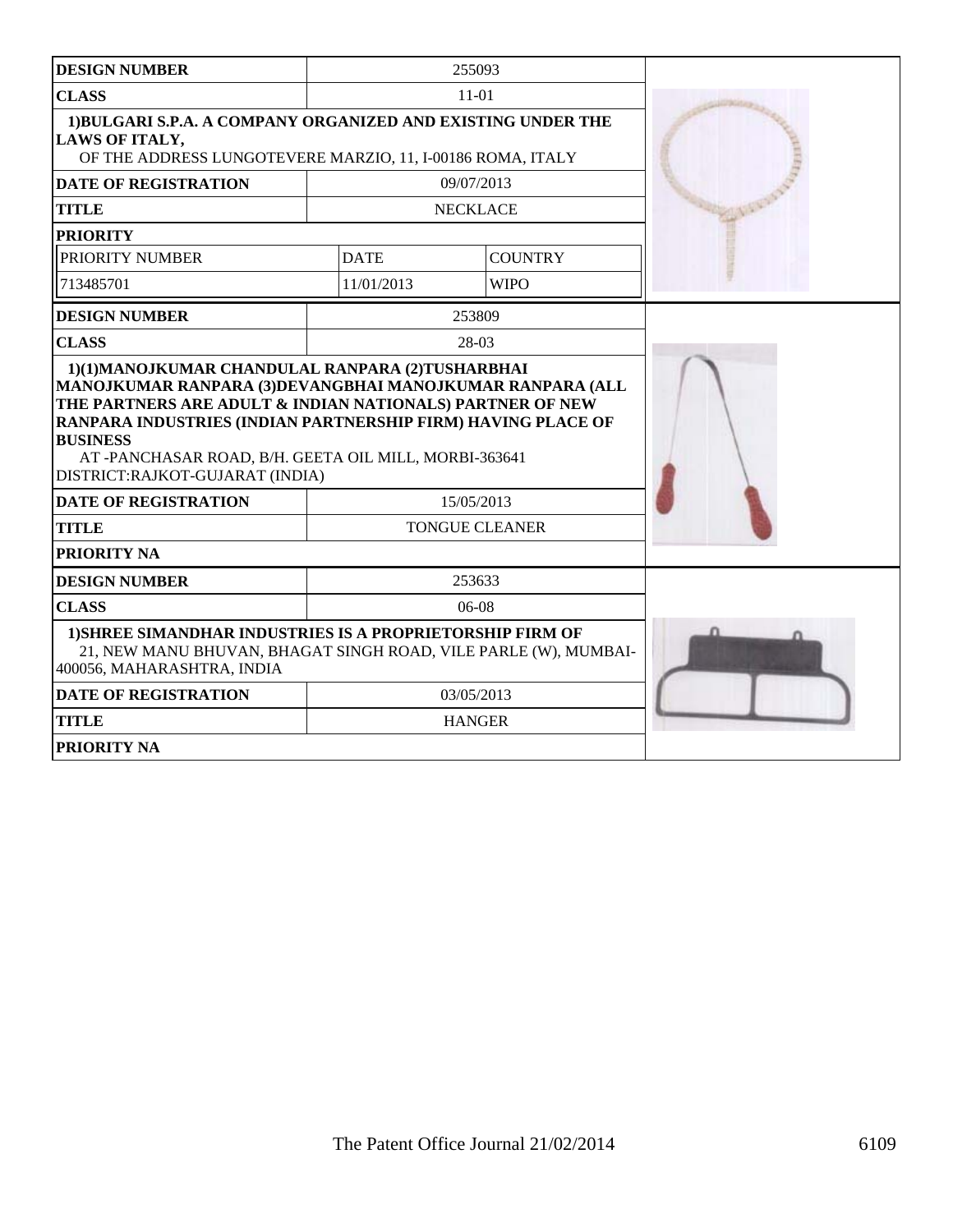| DESIGN NUMBER | 255093 | |
|---|---|---|
| CLASS | 11-01 | |
| 1)BULGARI S.P.A. A COMPANY ORGANIZED AND EXISTING UNDER THE LAWS OF ITALY, OF THE ADDRESS LUNGOTEVERE MARZIO, 11, I-00186 ROMA, ITALY | | |
| DATE OF REGISTRATION | 09/07/2013 | |
| TITLE | NECKLACE | |
| PRIORITY | | |
| PRIORITY NUMBER | DATE | COUNTRY |
| 713485701 | 11/01/2013 | WIPO |

| DESIGN NUMBER | 253809 |
|---|---|
| CLASS | 28-03 |
| 1)(1)MANOJKUMAR CHANDULAL RANPARA (2)TUSHARBHAI MANOJKUMAR RANPARA (3)DEVANGBHAI MANOJKUMAR RANPARA (ALL THE PARTNERS ARE ADULT & INDIAN NATIONALS) PARTNER OF NEW RANPARA INDUSTRIES (INDIAN PARTNERSHIP FIRM) HAVING PLACE OF BUSINESS AT -PANCHASAR ROAD, B/H. GEETA OIL MILL, MORBI-363641 DISTRICT:RAJKOT-GUJARAT (INDIA) | |
| DATE OF REGISTRATION | 15/05/2013 |
| TITLE | TONGUE CLEANER |
| PRIORITY NA | |

| DESIGN NUMBER | 253633 |
|---|---|
| CLASS | 06-08 |
| 1)SHREE SIMANDHAR INDUSTRIES IS A PROPRIETORSHIP FIRM OF 21, NEW MANU BHUVAN, BHAGAT SINGH ROAD, VILE PARLE (W), MUMBAI-400056, MAHARASHTRA, INDIA | |
| DATE OF REGISTRATION | 03/05/2013 |
| TITLE | HANGER |
| PRIORITY NA | |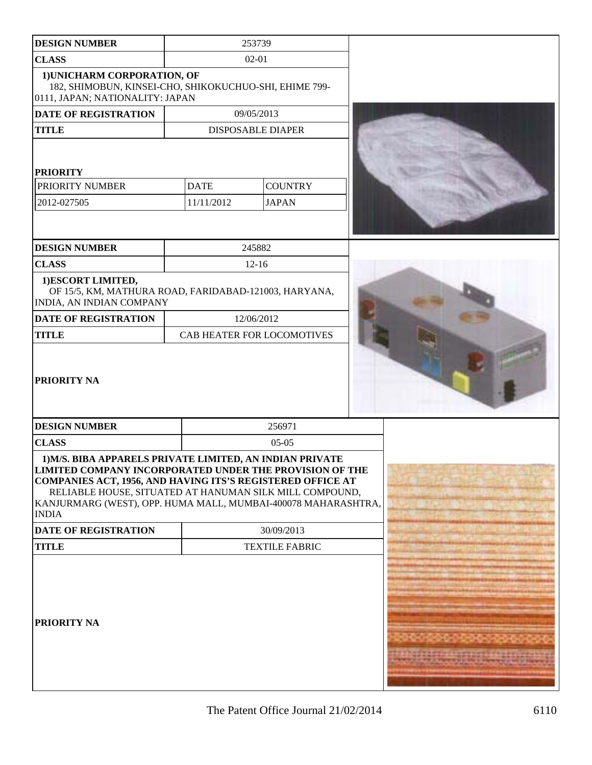| DESIGN NUMBER | 253739 | |
|---|---|---|
| CLASS | 02-01 | |
| 1)UNICHARM CORPORATION, OF 182, SHIMOBUN, KINSEI-CHO, SHIKOKUCHUO-SHI, EHIME 799-0111, JAPAN; NATIONALITY: JAPAN | | |
| DATE OF REGISTRATION | 09/05/2013 | |
| TITLE | DISPOSABLE DIAPER | |
| PRIORITY | | |
| PRIORITY NUMBER | DATE | COUNTRY |
| 2012-027505 | 11/11/2012 | JAPAN |

| DESIGN NUMBER | 245882 |
|---|---|
| CLASS | 12-16 |
| 1)ESCORT LIMITED, OF 15/5, KM, MATHURA ROAD, FARIDABAD-121003, HARYANA, INDIA, AN INDIAN COMPANY | |
| DATE OF REGISTRATION | 12/06/2012 |
| TITLE | CAB HEATER FOR LOCOMOTIVES |
| PRIORITY NA | |

| DESIGN NUMBER | 256971 |
|---|---|
| CLASS | 05-05 |
| 1)M/S. BIBA APPARELS PRIVATE LIMITED, AN INDIAN PRIVATE LIMITED COMPANY INCORPORATED UNDER THE PROVISION OF THE COMPANIES ACT, 1956, AND HAVING ITS'S REGISTERED OFFICE AT RELIABLE HOUSE, SITUATED AT HANUMAN SILK MILL COMPOUND, KANJURMARG (WEST), OPP. HUMA MALL, MUMBAI-400078 MAHARASHTRA, INDIA | |
| DATE OF REGISTRATION | 30/09/2013 |
| TITLE | TEXTILE FABRIC |
| PRIORITY NA | |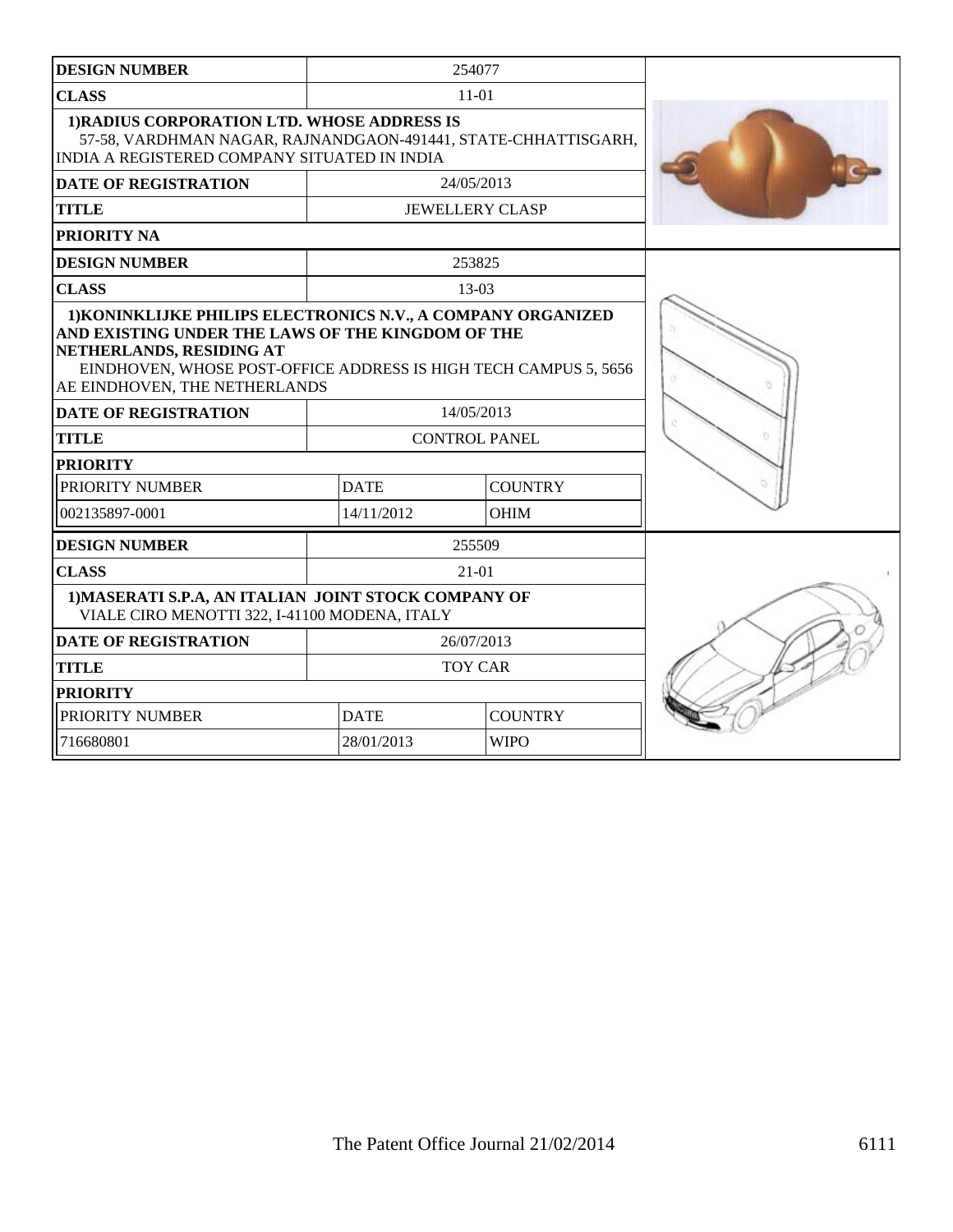| DESIGN NUMBER | 254077 | |
|---|---|---|
| CLASS | 11-01 | |
| 1)RADIUS CORPORATION LTD. WHOSE ADDRESS IS 57-58, VARDHMAN NAGAR, RAJNANDGAON-491441, STATE-CHHATTISGARH, INDIA A REGISTERED COMPANY SITUATED IN INDIA | | |
| DATE OF REGISTRATION | 24/05/2013 | |
| TITLE | JEWELLERY CLASP | |
| PRIORITY NA | | |

| DESIGN NUMBER | 253825 | |
|---|---|---|
| CLASS | 13-03 | |
| 1)KONINKLIJKE PHILIPS ELECTRONICS N.V., A COMPANY ORGANIZED AND EXISTING UNDER THE LAWS OF THE KINGDOM OF THE NETHERLANDS, RESIDING AT EINDHOVEN, WHOSE POST-OFFICE ADDRESS IS HIGH TECH CAMPUS 5, 5656 AE EINDHOVEN, THE NETHERLANDS | | |
| DATE OF REGISTRATION | 14/05/2013 | |
| TITLE | CONTROL PANEL | |
| PRIORITY | | |
| PRIORITY NUMBER | DATE | COUNTRY |
| 002135897-0001 | 14/11/2012 | OHIM |

| DESIGN NUMBER | 255509 | |
|---|---|---|
| CLASS | 21-01 | |
| 1)MASERATI S.P.A, AN ITALIAN JOINT STOCK COMPANY OF VIALE CIRO MENOTTI 322, I-41100 MODENA, ITALY | | |
| DATE OF REGISTRATION | 26/07/2013 | |
| TITLE | TOY CAR | |
| PRIORITY | | |
| PRIORITY NUMBER | DATE | COUNTRY |
| 716680801 | 28/01/2013 | WIPO |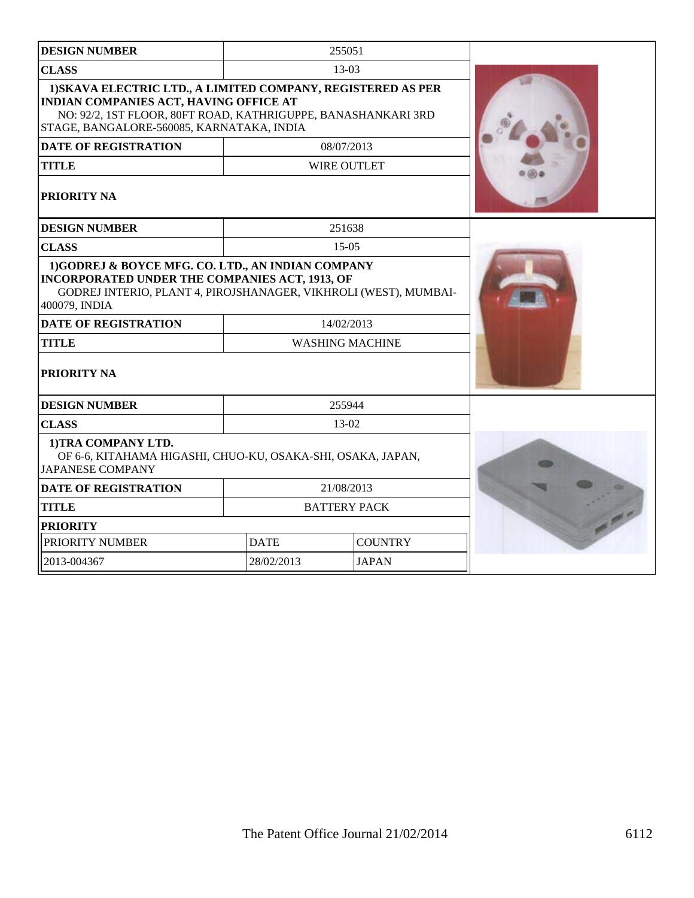| | |
|---|---|
| **DESIGN NUMBER** | 255051 |
| **CLASS** | 13-03 |
| **1)SKAVA ELECTRIC LTD., A LIMITED COMPANY, REGISTERED AS PER INDIAN COMPANIES ACT, HAVING OFFICE AT** NO: 92/2, 1ST FLOOR, 80FT ROAD, KATHRIGUPPE, BANASHANKARI 3RD STAGE, BANGALORE-560085, KARNATAKA, INDIA | |
| **DATE OF REGISTRATION** | 08/07/2013 |
| **TITLE** | WIRE OUTLET |
| **PRIORITY NA** | |

| | |
|---|---|
| **DESIGN NUMBER** | 251638 |
| **CLASS** | 15-05 |
| **1)GODREJ & BOYCE MFG. CO. LTD., AN INDIAN COMPANY INCORPORATED UNDER THE COMPANIES ACT, 1913, OF** GODREJ INTERIO, PLANT 4, PIROJSHANAGER, VIKHROLI (WEST), MUMBAI-400079, INDIA | |
| **DATE OF REGISTRATION** | 14/02/2013 |
| **TITLE** | WASHING MACHINE |
| **PRIORITY NA** | |

| | | |
|---|---|---|
| **DESIGN NUMBER** | 255944 | |
| **CLASS** | 13-02 | |
| **1)TRA COMPANY LTD.** OF 6-6, KITAHAMA HIGASHI, CHUO-KU, OSAKA-SHI, OSAKA, JAPAN, JAPANESE COMPANY | | |
| **DATE OF REGISTRATION** | 21/08/2013 | |
| **TITLE** | BATTERY PACK | |
| **PRIORITY** | | |
| PRIORITY NUMBER | DATE | COUNTRY |
| 2013-004367 | 28/02/2013 | JAPAN |